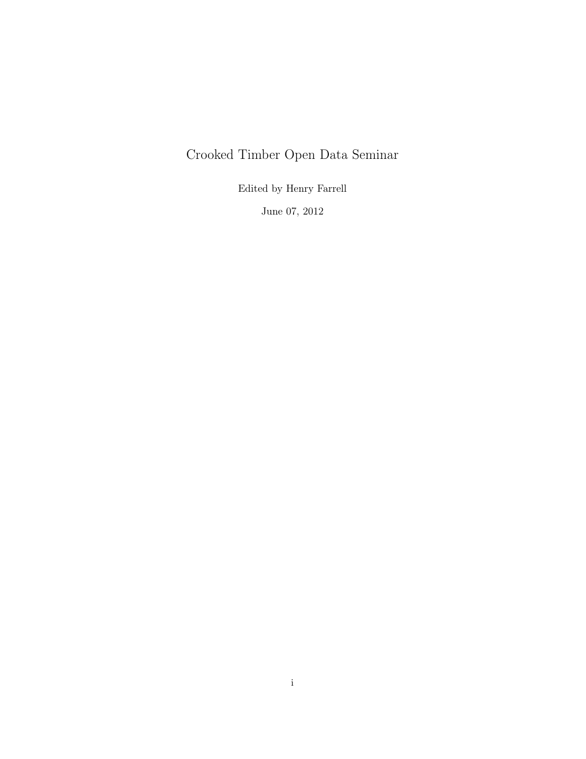# Crooked Timber Open Data Seminar

Edited by Henry Farrell

June 07, 2012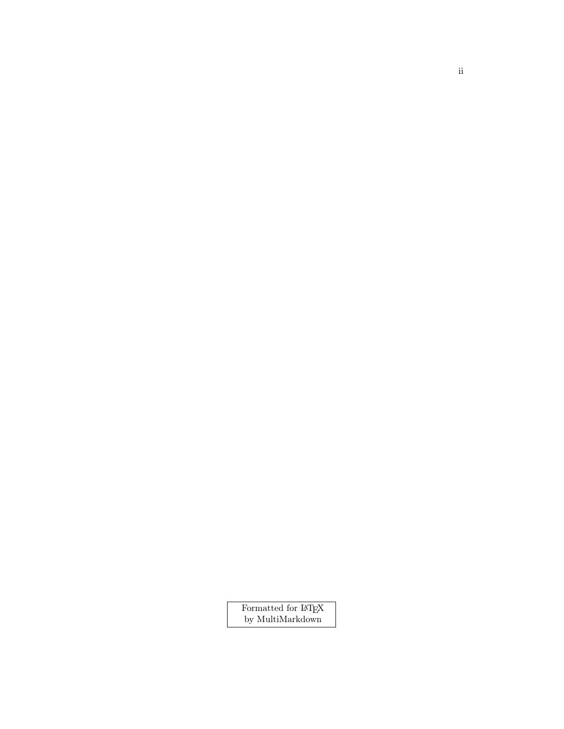Formatted for $\LaTeX$
by MultiMarkdown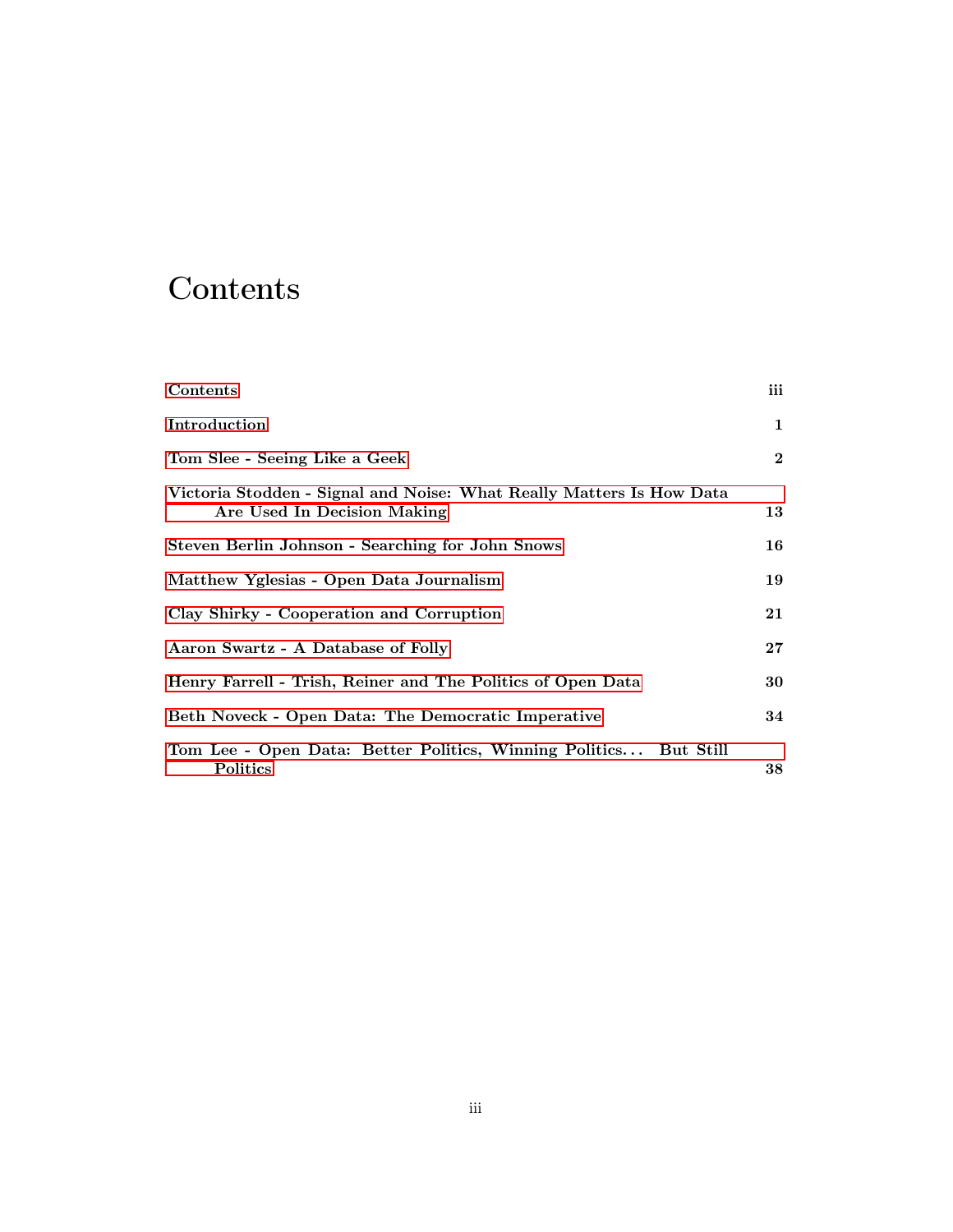# Contents

| | |
|---|---|
| **Contents** | **iii** |
| **Introduction** | **1** |
| **Tom Slee - Seeing Like a Geek** | **2** |
| **Victoria Stodden - Signal and Noise: What Really Matters Is How Data Are Used In Decision Making** | **13** |
| **Steven Berlin Johnson - Searching for John Snows** | **16** |
| **Matthew Yglesias - Open Data Journalism** | **19** |
| **Clay Shirky - Cooperation and Corruption** | **21** |
| **Aaron Swartz - A Database of Folly** | **27** |
| **Henry Farrell - Trish, Reiner and The Politics of Open Data** | **30** |
| **Beth Noveck - Open Data: The Democratic Imperative** | **34** |
| **Tom Lee - Open Data: Better Politics, Winning Politics... But Still Politics** | **38** |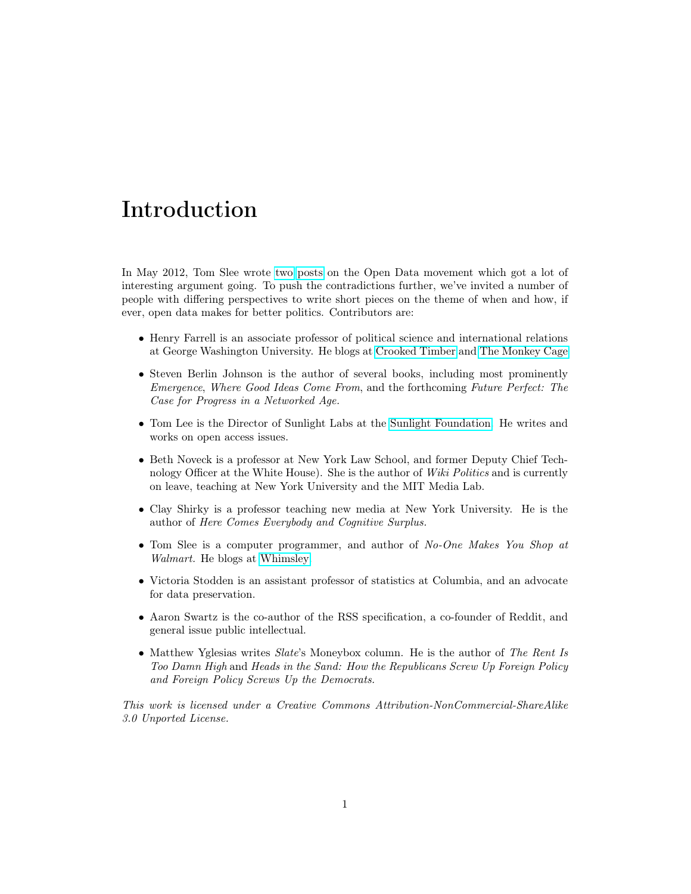# Introduction

In May 2012, Tom Slee wrote two posts on the Open Data movement which got a lot of interesting argument going. To push the contradictions further, we've invited a number of people with differing perspectives to write short pieces on the theme of when and how, if ever, open data makes for better politics. Contributors are:

- Henry Farrell is an associate professor of political science and international relations at George Washington University. He blogs at Crooked Timber and The Monkey Cage
- Steven Berlin Johnson is the author of several books, including most prominently *Emergence*, *Where Good Ideas Come From*, and the forthcoming *Future Perfect: The Case for Progress in a Networked Age.*
- Tom Lee is the Director of Sunlight Labs at the Sunlight Foundation. He writes and works on open access issues.
- Beth Noveck is a professor at New York Law School, and former Deputy Chief Technology Officer at the White House). She is the author of *Wiki Politics* and is currently on leave, teaching at New York University and the MIT Media Lab.
- Clay Shirky is a professor teaching new media at New York University. He is the author of *Here Comes Everybody and Cognitive Surplus.*
- Tom Slee is a computer programmer, and author of *No-One Makes You Shop at Walmart.* He blogs at Whimsley
- Victoria Stodden is an assistant professor of statistics at Columbia, and an advocate for data preservation.
- Aaron Swartz is the co-author of the RSS specification, a co-founder of Reddit, and general issue public intellectual.
- Matthew Yglesias writes *Slate*'s Moneybox column. He is the author of *The Rent Is Too Damn High* and *Heads in the Sand: How the Republicans Screw Up Foreign Policy and Foreign Policy Screws Up the Democrats.*

*This work is licensed under a Creative Commons Attribution-NonCommercial-ShareAlike 3.0 Unported License.*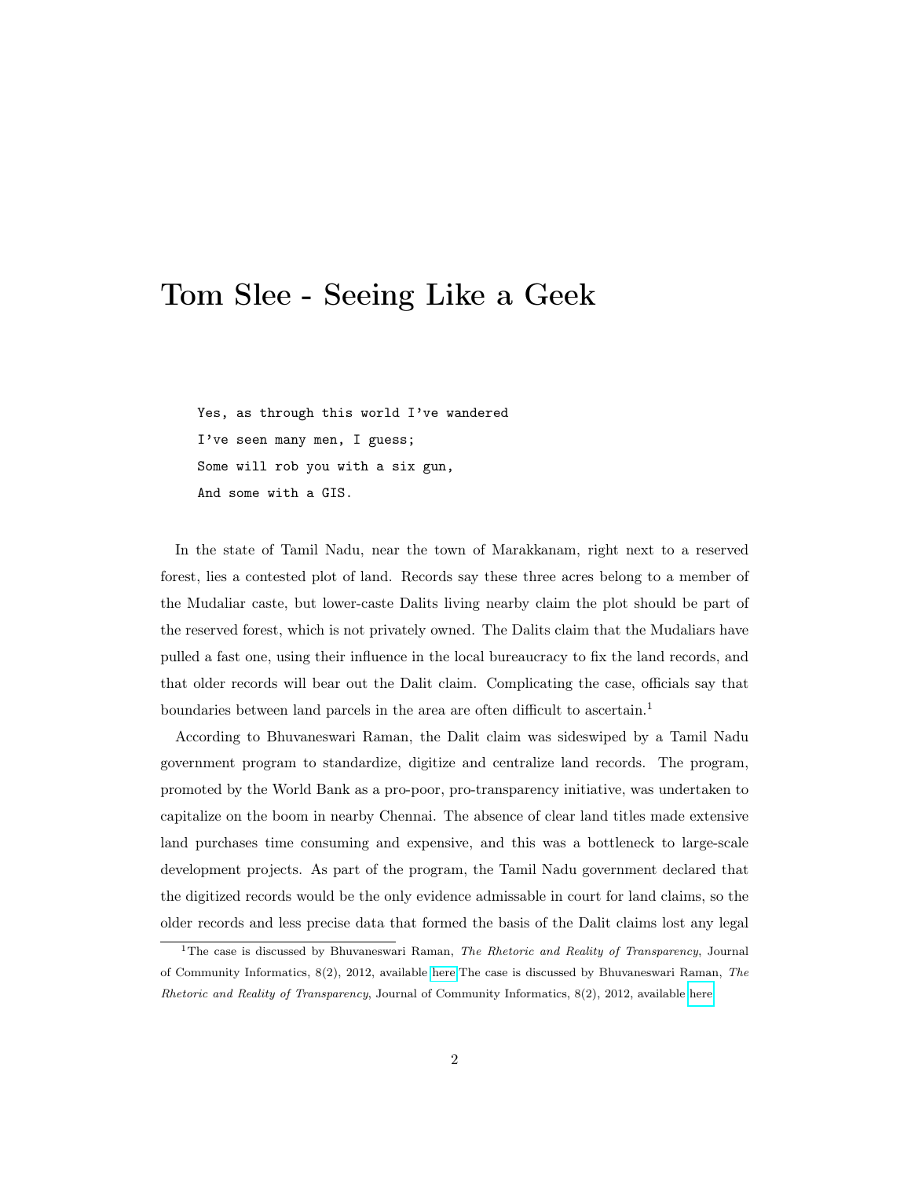# Tom Slee - Seeing Like a Geek

```
Yes, as through this world I've wandered
I've seen many men, I guess;
Some will rob you with a six gun,
And some with a GIS.
```

In the state of Tamil Nadu, near the town of Marakkanam, right next to a reserved forest, lies a contested plot of land. Records say these three acres belong to a member of the Mudaliar caste, but lower-caste Dalits living nearby claim the plot should be part of the reserved forest, which is not privately owned. The Dalits claim that the Mudaliars have pulled a fast one, using their influence in the local bureaucracy to fix the land records, and that older records will bear out the Dalit claim. Complicating the case, officials say that boundaries between land parcels in the area are often difficult to ascertain.[1]

According to Bhuvaneswari Raman, the Dalit claim was sideswiped by a Tamil Nadu government program to standardize, digitize and centralize land records. The program, promoted by the World Bank as a pro-poor, pro-transparency initiative, was undertaken to capitalize on the boom in nearby Chennai. The absence of clear land titles made extensive land purchases time consuming and expensive, and this was a bottleneck to large-scale development projects. As part of the program, the Tamil Nadu government declared that the digitized records would be the only evidence admissable in court for land claims, so the older records and less precise data that formed the basis of the Dalit claims lost any legal

[1] The case is discussed by Bhuvaneswari Raman, *The Rhetoric and Reality of Transparency*, Journal of Community Informatics, 8(2), 2012, available here The case is discussed by Bhuvaneswari Raman, *The Rhetoric and Reality of Transparency*, Journal of Community Informatics, 8(2), 2012, available here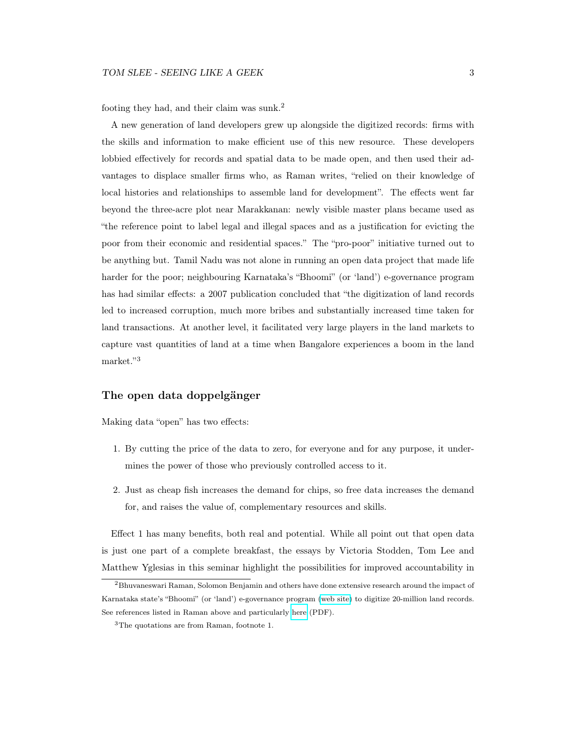footing they had, and their claim was sunk.[2]

A new generation of land developers grew up alongside the digitized records: firms with the skills and information to make efficient use of this new resource. These developers lobbied effectively for records and spatial data to be made open, and then used their advantages to displace smaller firms who, as Raman writes, "relied on their knowledge of local histories and relationships to assemble land for development". The effects went far beyond the three-acre plot near Marakkanan: newly visible master plans became used as "the reference point to label legal and illegal spaces and as a justification for evicting the poor from their economic and residential spaces." The "pro-poor" initiative turned out to be anything but. Tamil Nadu was not alone in running an open data project that made life harder for the poor; neighbouring Karnataka's "Bhoomi" (or 'land') e-governance program has had similar effects: a 2007 publication concluded that "the digitization of land records led to increased corruption, much more bribes and substantially increased time taken for land transactions. At another level, it facilitated very large players in the land markets to capture vast quantities of land at a time when Bangalore experiences a boom in the land market."[3]

## The open data doppelgänger

Making data "open" has two effects:

1. By cutting the price of the data to zero, for everyone and for any purpose, it undermines the power of those who previously controlled access to it.
2. Just as cheap fish increases the demand for chips, so free data increases the demand for, and raises the value of, complementary resources and skills.

Effect 1 has many benefits, both real and potential. While all point out that open data is just one part of a complete breakfast, the essays by Victoria Stodden, Tom Lee and Matthew Yglesias in this seminar highlight the possibilities for improved accountability in

---

[2] Bhuvaneswari Raman, Solomon Benjamin and others have done extensive research around the impact of Karnataka state's "Bhoomi" (or 'land') e-governance program (web site) to digitize 20-million land records. See references listed in Raman above and particularly here (PDF).

[3] The quotations are from Raman, footnote 1.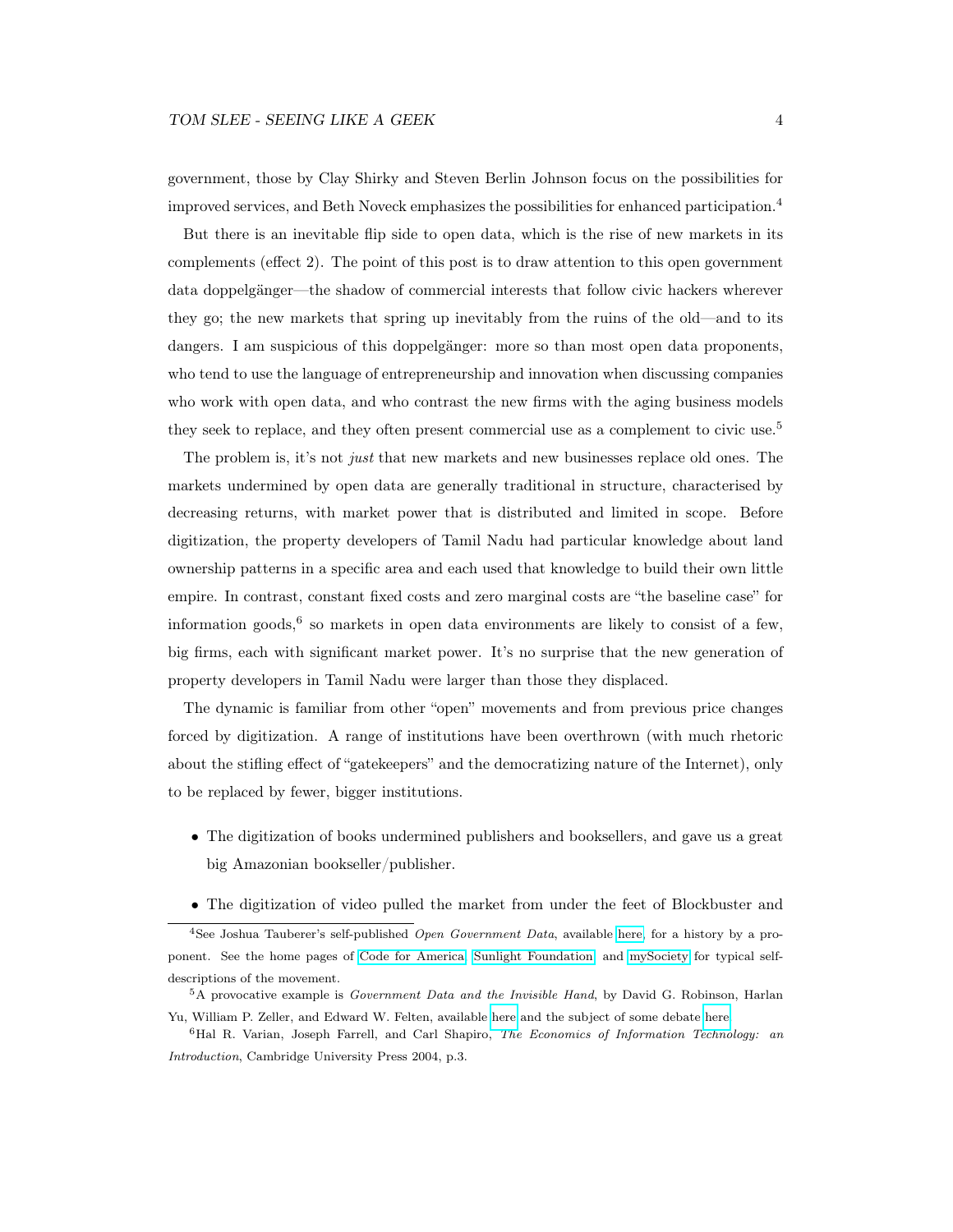government, those by Clay Shirky and Steven Berlin Johnson focus on the possibilities for improved services, and Beth Noveck emphasizes the possibilities for enhanced participation.[4]

But there is an inevitable flip side to open data, which is the rise of new markets in its complements (effect 2). The point of this post is to draw attention to this open government data doppelgänger—the shadow of commercial interests that follow civic hackers wherever they go; the new markets that spring up inevitably from the ruins of the old—and to its dangers. I am suspicious of this doppelgänger: more so than most open data proponents, who tend to use the language of entrepreneurship and innovation when discussing companies who work with open data, and who contrast the new firms with the aging business models they seek to replace, and they often present commercial use as a complement to civic use.[5]

The problem is, it's not *just* that new markets and new businesses replace old ones. The markets undermined by open data are generally traditional in structure, characterised by decreasing returns, with market power that is distributed and limited in scope. Before digitization, the property developers of Tamil Nadu had particular knowledge about land ownership patterns in a specific area and each used that knowledge to build their own little empire. In contrast, constant fixed costs and zero marginal costs are "the baseline case" for information goods,[6] so markets in open data environments are likely to consist of a few, big firms, each with significant market power. It's no surprise that the new generation of property developers in Tamil Nadu were larger than those they displaced.

The dynamic is familiar from other "open" movements and from previous price changes forced by digitization. A range of institutions have been overthrown (with much rhetoric about the stifling effect of "gatekeepers" and the democratizing nature of the Internet), only to be replaced by fewer, bigger institutions.

- The digitization of books undermined publishers and booksellers, and gave us a great big Amazonian bookseller/publisher.
- The digitization of video pulled the market from under the feet of Blockbuster and

[4] See Joshua Tauberer's self-published *Open Government Data*, available here, for a history by a proponent. See the home pages of Code for America, Sunlight Foundation, and mySociety for typical self-descriptions of the movement.

[5] A provocative example is *Government Data and the Invisible Hand*, by David G. Robinson, Harlan Yu, William P. Zeller, and Edward W. Felten, available here and the subject of some debate here.

[6] Hal R. Varian, Joseph Farrell, and Carl Shapiro, *The Economics of Information Technology: an Introduction*, Cambridge University Press 2004, p.3.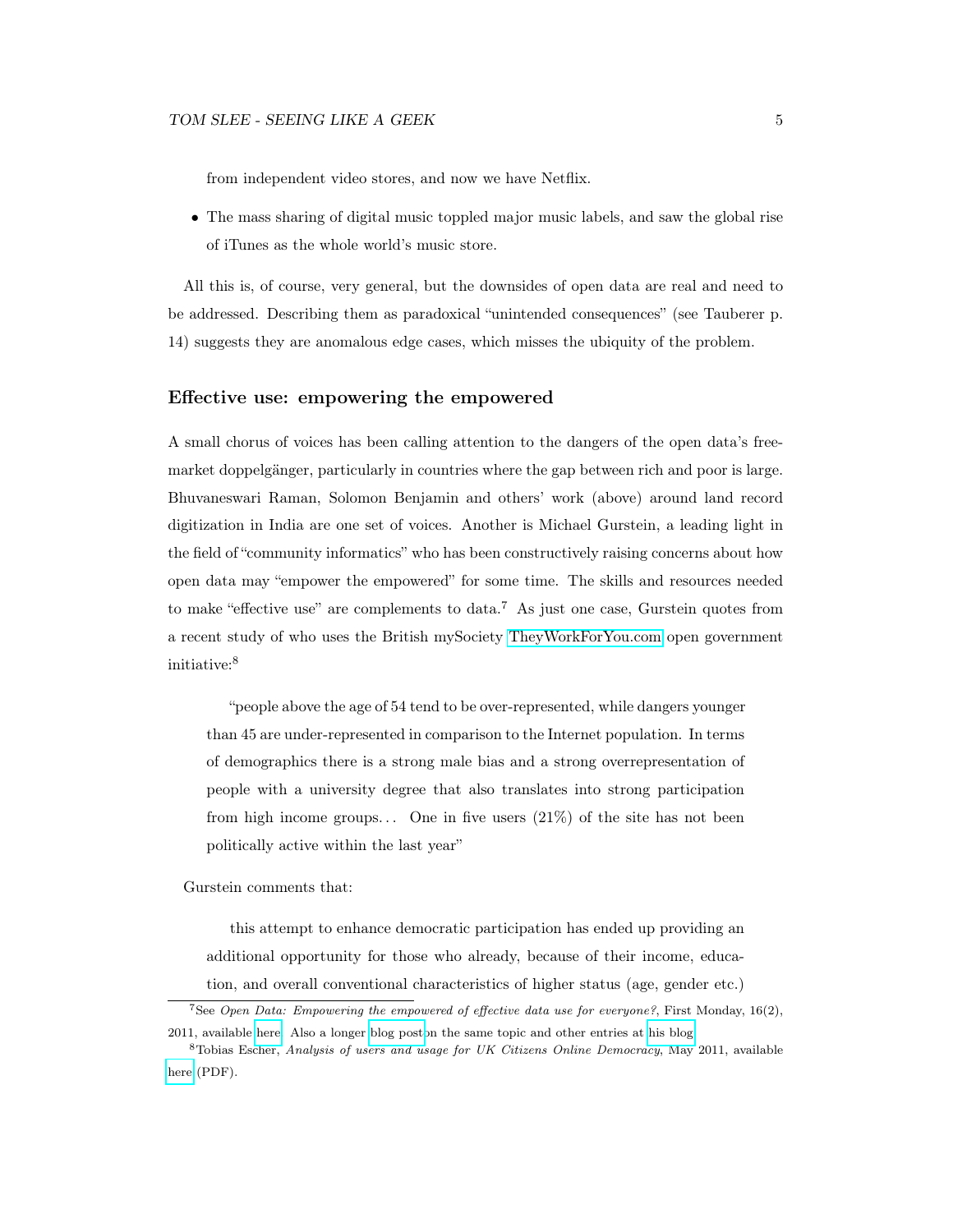from independent video stores, and now we have Netflix.

- The mass sharing of digital music toppled major music labels, and saw the global rise of iTunes as the whole world's music store.

All this is, of course, very general, but the downsides of open data are real and need to be addressed. Describing them as paradoxical "unintended consequences" (see Tauberer p. 14) suggests they are anomalous edge cases, which misses the ubiquity of the problem.

### Effective use: empowering the empowered

A small chorus of voices has been calling attention to the dangers of the open data's free-market doppelgänger, particularly in countries where the gap between rich and poor is large. Bhuvaneswari Raman, Solomon Benjamin and others' work (above) around land record digitization in India are one set of voices. Another is Michael Gurstein, a leading light in the field of "community informatics" who has been constructively raising concerns about how open data may "empower the empowered" for some time. The skills and resources needed to make "effective use" are complements to data.[7] As just one case, Gurstein quotes from a recent study of who uses the British mySociety TheyWorkForYou.com open government initiative:[8]

> "people above the age of 54 tend to be over-represented, while dangers younger than 45 are under-represented in comparison to the Internet population. In terms of demographics there is a strong male bias and a strong overrepresentation of people with a university degree that also translates into strong participation from high income groups... One in five users (21%) of the site has not been politically active within the last year"

Gurstein comments that:

> this attempt to enhance democratic participation has ended up providing an additional opportunity for those who already, because of their income, education, and overall conventional characteristics of higher status (age, gender etc.)

---

[7] See *Open Data: Empowering the empowered of effective data use for everyone?*, First Monday, 16(2), 2011, available here. Also a longer blog post on the same topic and other entries at his blog.

[8] Tobias Escher, *Analysis of users and usage for UK Citizens Online Democracy*, May 2011, available here (PDF).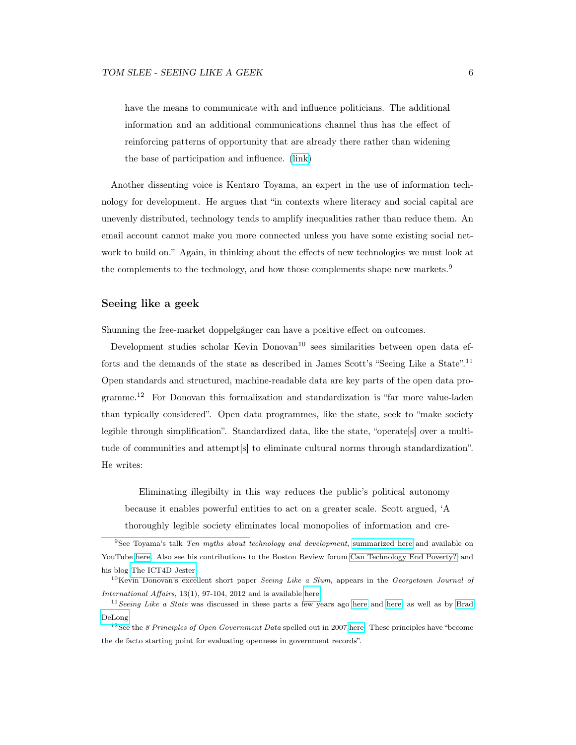> have the means to communicate with and influence politicians. The additional information and an additional communications channel thus has the effect of reinforcing patterns of opportunity that are already there rather than widening the base of participation and influence. (link)

Another dissenting voice is Kentaro Toyama, an expert in the use of information technology for development. He argues that "in contexts where literacy and social capital are unevenly distributed, technology tends to amplify inequalities rather than reduce them. An email account cannot make you more connected unless you have some existing social network to build on." Again, in thinking about the effects of new technologies we must look at the complements to the technology, and how those complements shape new markets.[9]

### Seeing like a geek

Shunning the free-market doppelgänger can have a positive effect on outcomes.

Development studies scholar Kevin Donovan[10] sees similarities between open data efforts and the demands of the state as described in James Scott's "Seeing Like a State".[11] Open standards and structured, machine-readable data are key parts of the open data programme.[12] For Donovan this formalization and standardization is "far more value-laden than typically considered". Open data programmes, like the state, seek to "make society legible through simplification". Standardized data, like the state, "operate[s] over a multitude of communities and attempt[s] to eliminate cultural norms through standardization". He writes:

> Eliminating illegibilty in this way reduces the public's political autonomy because it enables powerful entities to act on a greater scale. Scott argued, 'A thoroughly legible society eliminates local monopolies of information and cre-

---

[9] See Toyama's talk *Ten myths about technology and development*, summarized here and available on YouTube here. Also see his contributions to the Boston Review forum Can Technology End Poverty? and his blog The ICT4D Jester.

[10] Kevin Donovan's excellent short paper *Seeing Like a Slum*, appears in the *Georgetown Journal of International Affairs*, 13(1), 97-104, 2012 and is available here.

[11] *Seeing Like a State* was discussed in these parts a few years ago here and here, as well as by Brad DeLong.

[12] See the *8 Principles of Open Government Data* spelled out in 2007 here. These principles have "become the de facto starting point for evaluating openness in government records".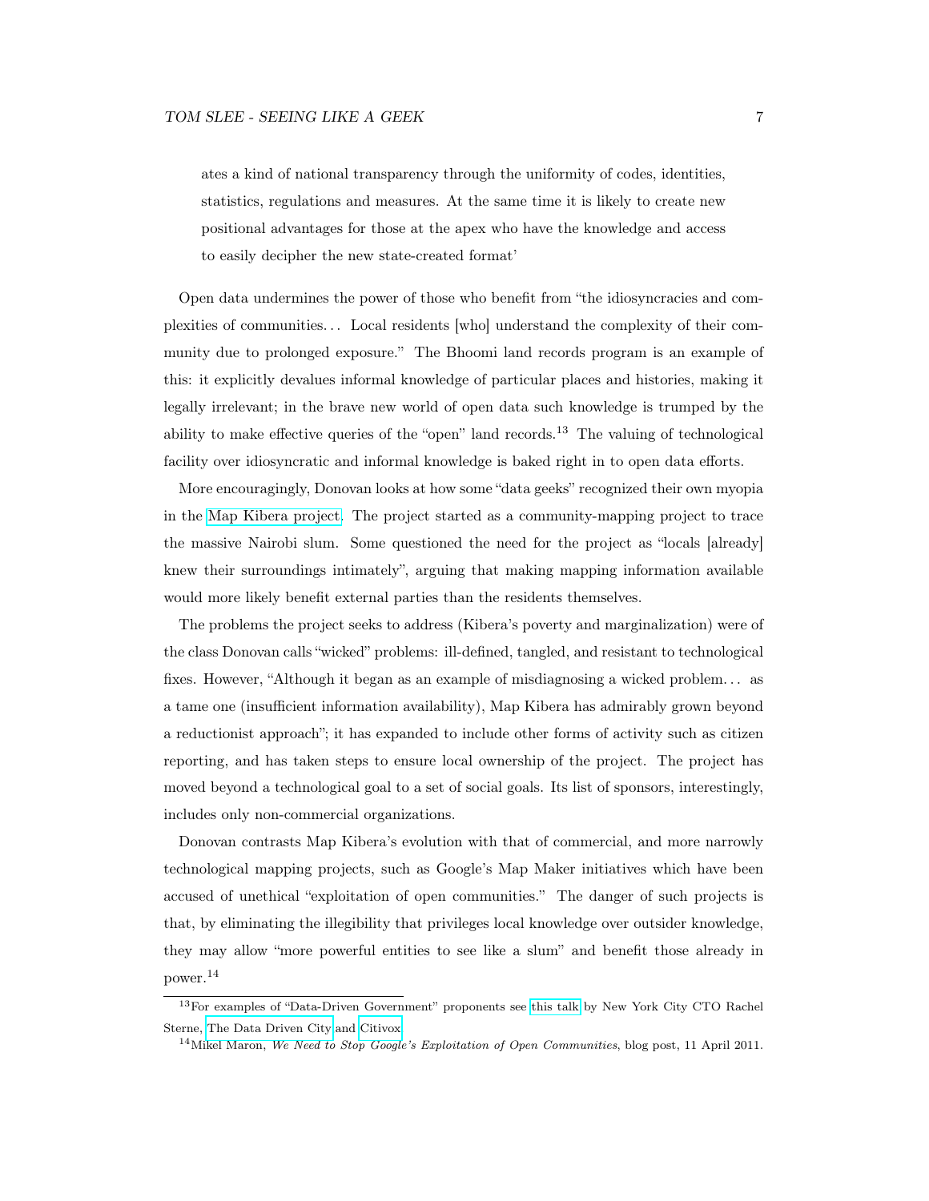> ates a kind of national transparency through the uniformity of codes, identities, statistics, regulations and measures. At the same time it is likely to create new positional advantages for those at the apex who have the knowledge and access to easily decipher the new state-created format'

Open data undermines the power of those who benefit from "the idiosyncracies and complexities of communities... Local residents [who] understand the complexity of their community due to prolonged exposure." The Bhoomi land records program is an example of this: it explicitly devalues informal knowledge of particular places and histories, making it legally irrelevant; in the brave new world of open data such knowledge is trumped by the ability to make effective queries of the "open" land records.[13] The valuing of technological facility over idiosyncratic and informal knowledge is baked right in to open data efforts.

More encouragingly, Donovan looks at how some "data geeks" recognized their own myopia in the Map Kibera project. The project started as a community-mapping project to trace the massive Nairobi slum. Some questioned the need for the project as "locals [already] knew their surroundings intimately", arguing that making mapping information available would more likely benefit external parties than the residents themselves.

The problems the project seeks to address (Kibera's poverty and marginalization) were of the class Donovan calls "wicked" problems: ill-defined, tangled, and resistant to technological fixes. However, "Although it began as an example of misdiagnosing a wicked problem... as a tame one (insufficient information availability), Map Kibera has admirably grown beyond a reductionist approach"; it has expanded to include other forms of activity such as citizen reporting, and has taken steps to ensure local ownership of the project. The project has moved beyond a technological goal to a set of social goals. Its list of sponsors, interestingly, includes only non-commercial organizations.

Donovan contrasts Map Kibera's evolution with that of commercial, and more narrowly technological mapping projects, such as Google's Map Maker initiatives which have been accused of unethical "exploitation of open communities." The danger of such projects is that, by eliminating the illegibility that privileges local knowledge over outsider knowledge, they may allow "more powerful entities to see like a slum" and benefit those already in power.[14]

---

[13] For examples of "Data-Driven Government" proponents see this talk by New York City CTO Rachel Sterne, The Data Driven City and Citivox.

[14] Mikel Maron, *We Need to Stop Google's Exploitation of Open Communities*, blog post, 11 April 2011.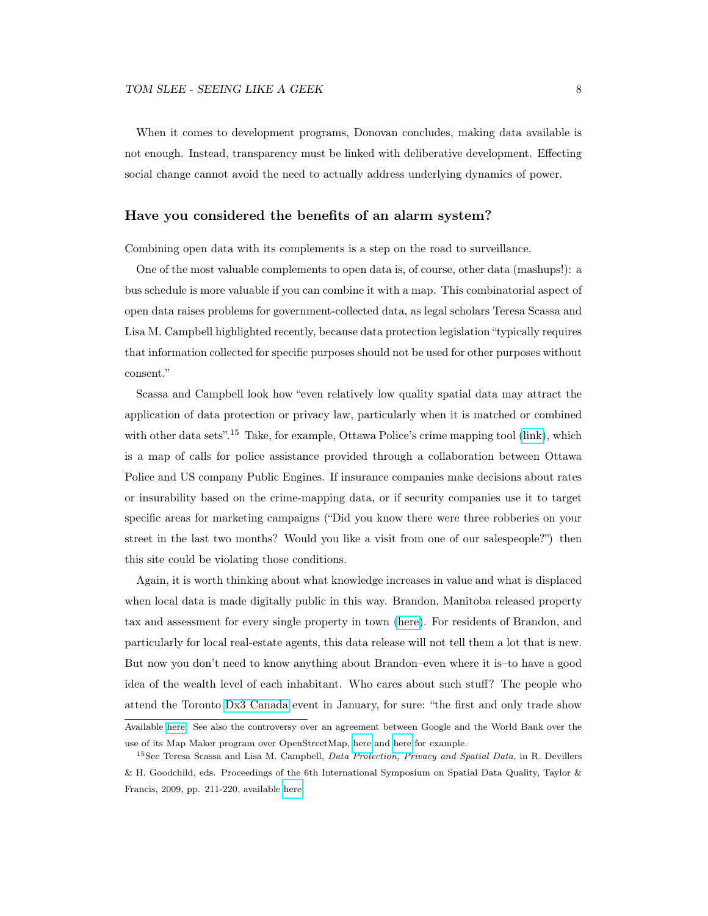When it comes to development programs, Donovan concludes, making data available is not enough. Instead, transparency must be linked with deliberative development. Effecting social change cannot avoid the need to actually address underlying dynamics of power.

### Have you considered the benefits of an alarm system?

Combining open data with its complements is a step on the road to surveillance.

One of the most valuable complements to open data is, of course, other data (mashups!): a bus schedule is more valuable if you can combine it with a map. This combinatorial aspect of open data raises problems for government-collected data, as legal scholars Teresa Scassa and Lisa M. Campbell highlighted recently, because data protection legislation "typically requires that information collected for specific purposes should not be used for other purposes without consent."

Scassa and Campbell look how "even relatively low quality spatial data may attract the application of data protection or privacy law, particularly when it is matched or combined with other data sets".[15] Take, for example, Ottawa Police's crime mapping tool (link), which is a map of calls for police assistance provided through a collaboration between Ottawa Police and US company Public Engines. If insurance companies make decisions about rates or insurability based on the crime-mapping data, or if security companies use it to target specific areas for marketing campaigns ("Did you know there were three robberies on your street in the last two months? Would you like a visit from one of our salespeople?") then this site could be violating those conditions.

Again, it is worth thinking about what knowledge increases in value and what is displaced when local data is made digitally public in this way. Brandon, Manitoba released property tax and assessment for every single property in town (here). For residents of Brandon, and particularly for local real-estate agents, this data release will not tell them a lot that is new. But now you don't need to know anything about Brandon–even where it is–to have a good idea of the wealth level of each inhabitant. Who cares about such stuff? The people who attend the Toronto Dx3 Canada event in January, for sure: "the first and only trade show

---

Available here. See also the controversy over an agreement between Google and the World Bank over the use of its Map Maker program over OpenStreetMap, here and here for example.

[15] See Teresa Scassa and Lisa M. Campbell, *Data Protection, Privacy and Spatial Data*, in R. Devillers & H. Goodchild, eds. Proceedings of the 6th International Symposium on Spatial Data Quality, Taylor & Francis, 2009, pp. 211-220, available here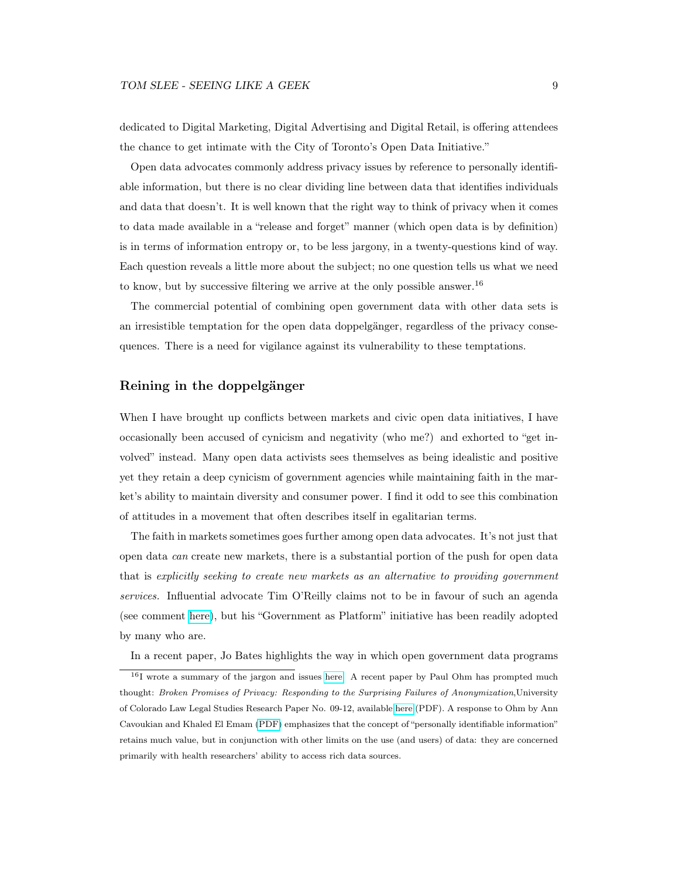dedicated to Digital Marketing, Digital Advertising and Digital Retail, is offering attendees the chance to get intimate with the City of Toronto's Open Data Initiative."

Open data advocates commonly address privacy issues by reference to personally identifiable information, but there is no clear dividing line between data that identifies individuals and data that doesn't. It is well known that the right way to think of privacy when it comes to data made available in a "release and forget" manner (which open data is by definition) is in terms of information entropy or, to be less jargony, in a twenty-questions kind of way. Each question reveals a little more about the subject; no one question tells us what we need to know, but by successive filtering we arrive at the only possible answer.[16]

The commercial potential of combining open government data with other data sets is an irresistible temptation for the open data doppelgänger, regardless of the privacy consequences. There is a need for vigilance against its vulnerability to these temptations.

## Reining in the doppelgänger

When I have brought up conflicts between markets and civic open data initiatives, I have occasionally been accused of cynicism and negativity (who me?) and exhorted to "get involved" instead. Many open data activists sees themselves as being idealistic and positive yet they retain a deep cynicism of government agencies while maintaining faith in the market's ability to maintain diversity and consumer power. I find it odd to see this combination of attitudes in a movement that often describes itself in egalitarian terms.

The faith in markets sometimes goes further among open data advocates. It's not just that open data *can* create new markets, there is a substantial portion of the push for open data that is *explicitly seeking to create new markets as an alternative to providing government services.* Influential advocate Tim O'Reilly claims not to be in favour of such an agenda (see comment here), but his "Government as Platform" initiative has been readily adopted by many who are.

In a recent paper, Jo Bates highlights the way in which open government data programs

[16] I wrote a summary of the jargon and issues here. A recent paper by Paul Ohm has prompted much thought: *Broken Promises of Privacy: Responding to the Surprising Failures of Anonymization*, University of Colorado Law Legal Studies Research Paper No. 09-12, available here (PDF). A response to Ohm by Ann Cavoukian and Khaled El Emam (PDF) emphasizes that the concept of "personally identifiable information" retains much value, but in conjunction with other limits on the use (and users) of data: they are concerned primarily with health researchers' ability to access rich data sources.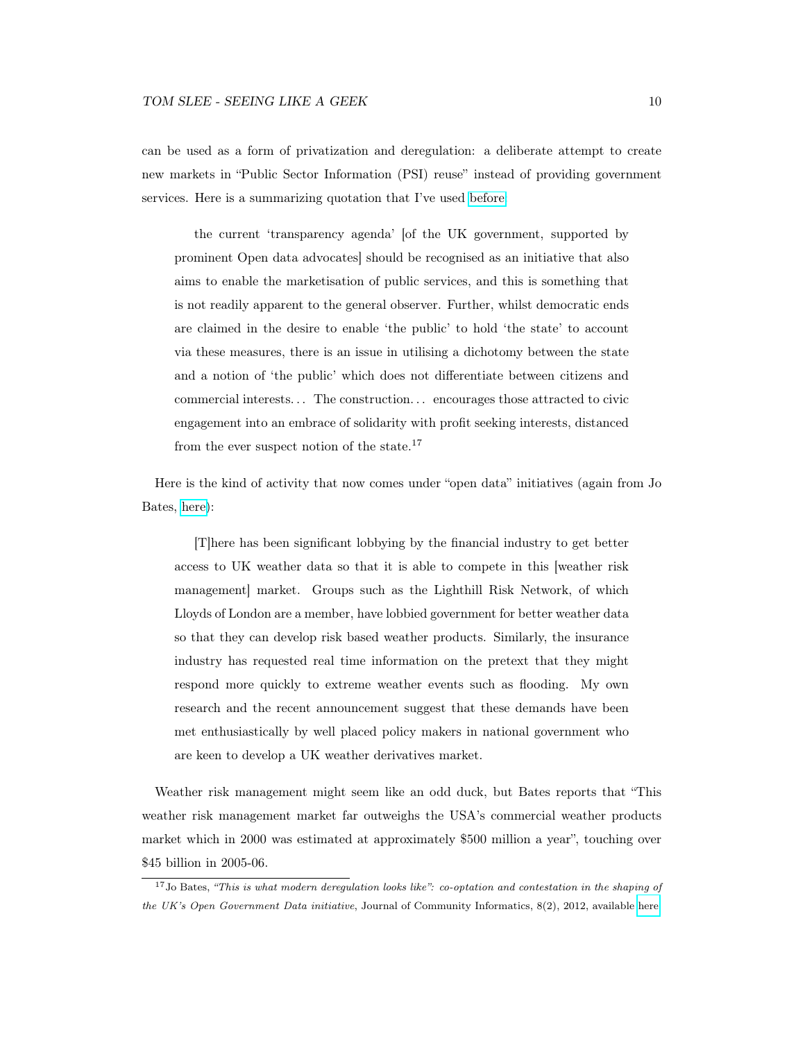can be used as a form of privatization and deregulation: a deliberate attempt to create new markets in "Public Sector Information (PSI) reuse" instead of providing government services. Here is a summarizing quotation that I've used before:

> the current 'transparency agenda' [of the UK government, supported by prominent Open data advocates] should be recognised as an initiative that also aims to enable the marketisation of public services, and this is something that is not readily apparent to the general observer. Further, whilst democratic ends are claimed in the desire to enable 'the public' to hold 'the state' to account via these measures, there is an issue in utilising a dichotomy between the state and a notion of 'the public' which does not differentiate between citizens and commercial interests... The construction... encourages those attracted to civic engagement into an embrace of solidarity with profit seeking interests, distanced from the ever suspect notion of the state.[17]

Here is the kind of activity that now comes under "open data" initiatives (again from Jo Bates, here):

> [T]here has been significant lobbying by the financial industry to get better access to UK weather data so that it is able to compete in this [weather risk management] market. Groups such as the Lighthill Risk Network, of which Lloyds of London are a member, have lobbied government for better weather data so that they can develop risk based weather products. Similarly, the insurance industry has requested real time information on the pretext that they might respond more quickly to extreme weather events such as flooding. My own research and the recent announcement suggest that these demands have been met enthusiastically by well placed policy makers in national government who are keen to develop a UK weather derivatives market.

Weather risk management might seem like an odd duck, but Bates reports that "This weather risk management market far outweighs the USA's commercial weather products market which in 2000 was estimated at approximately $500 million a year", touching over $45 billion in 2005-06.

---

[17] Jo Bates, *"This is what modern deregulation looks like": co-optation and contestation in the shaping of the UK's Open Government Data initiative*, Journal of Community Informatics, 8(2), 2012, available here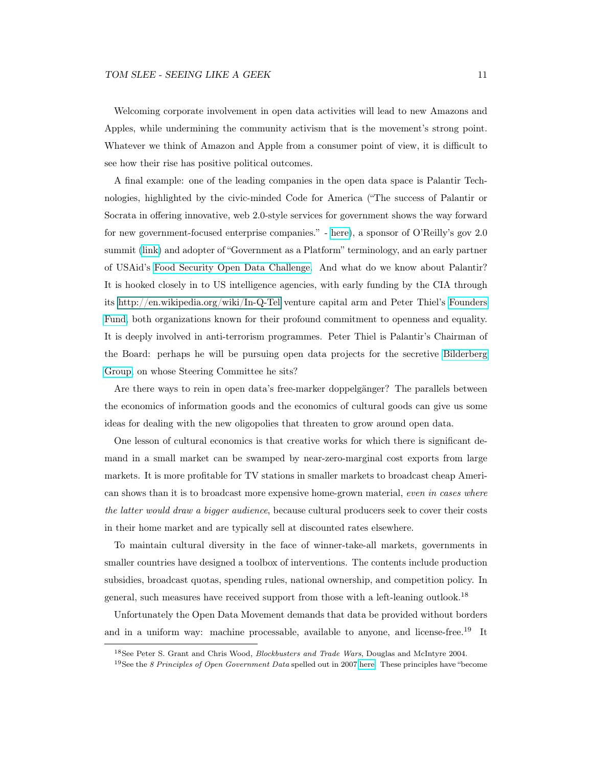Welcoming corporate involvement in open data activities will lead to new Amazons and Apples, while undermining the community activism that is the movement's strong point. Whatever we think of Amazon and Apple from a consumer point of view, it is difficult to see how their rise has positive political outcomes.

A final example: one of the leading companies in the open data space is Palantir Technologies, highlighted by the civic-minded Code for America ("The success of Palantir or Socrata in offering innovative, web 2.0-style services for government shows the way forward for new government-focused enterprise companies." - here), a sponsor of O'Reilly's gov 2.0 summit (link) and adopter of "Government as a Platform" terminology, and an early partner of USAid's Food Security Open Data Challenge. And what do we know about Palantir? It is hooked closely in to US intelligence agencies, with early funding by the CIA through its http://en.wikipedia.org/wiki/In-Q-Tel venture capital arm and Peter Thiel's Founders Fund, both organizations known for their profound commitment to openness and equality. It is deeply involved in anti-terrorism programmes. Peter Thiel is Palantir's Chairman of the Board: perhaps he will be pursuing open data projects for the secretive Bilderberg Group, on whose Steering Committee he sits?

Are there ways to rein in open data's free-marker doppelgänger? The parallels between the economics of information goods and the economics of cultural goods can give us some ideas for dealing with the new oligopolies that threaten to grow around open data.

One lesson of cultural economics is that creative works for which there is significant demand in a small market can be swamped by near-zero-marginal cost exports from large markets. It is more profitable for TV stations in smaller markets to broadcast cheap American shows than it is to broadcast more expensive home-grown material, *even in cases where the latter would draw a bigger audience*, because cultural producers seek to cover their costs in their home market and are typically sell at discounted rates elsewhere.

To maintain cultural diversity in the face of winner-take-all markets, governments in smaller countries have designed a toolbox of interventions. The contents include production subsidies, broadcast quotas, spending rules, national ownership, and competition policy. In general, such measures have received support from those with a left-leaning outlook.[18]

Unfortunately the Open Data Movement demands that data be provided without borders and in a uniform way: machine processable, available to anyone, and license-free.[19] It

[18]See Peter S. Grant and Chris Wood, *Blockbusters and Trade Wars*, Douglas and McIntyre 2004.

[19]See the *8 Principles of Open Government Data* spelled out in 2007 here. These principles have "become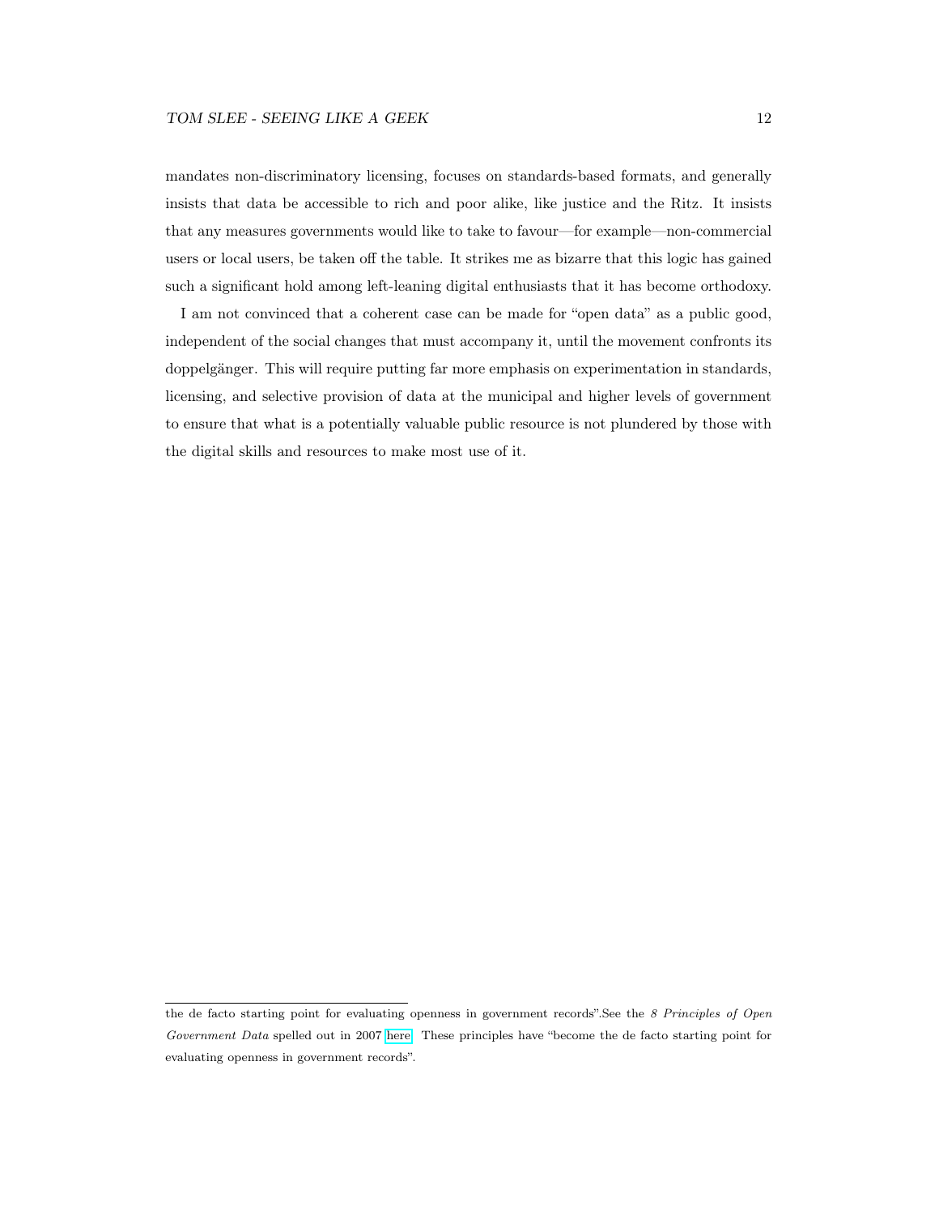mandates non-discriminatory licensing, focuses on standards-based formats, and generally insists that data be accessible to rich and poor alike, like justice and the Ritz. It insists that any measures governments would like to take to favour—for example—non-commercial users or local users, be taken off the table. It strikes me as bizarre that this logic has gained such a significant hold among left-leaning digital enthusiasts that it has become orthodoxy.

I am not convinced that a coherent case can be made for "open data" as a public good, independent of the social changes that must accompany it, until the movement confronts its doppelgänger. This will require putting far more emphasis on experimentation in standards, licensing, and selective provision of data at the municipal and higher levels of government to ensure that what is a potentially valuable public resource is not plundered by those with the digital skills and resources to make most use of it.

---

the de facto starting point for evaluating openness in government records".See the *8 Principles of Open Government Data* spelled out in 2007 here. These principles have "become the de facto starting point for evaluating openness in government records".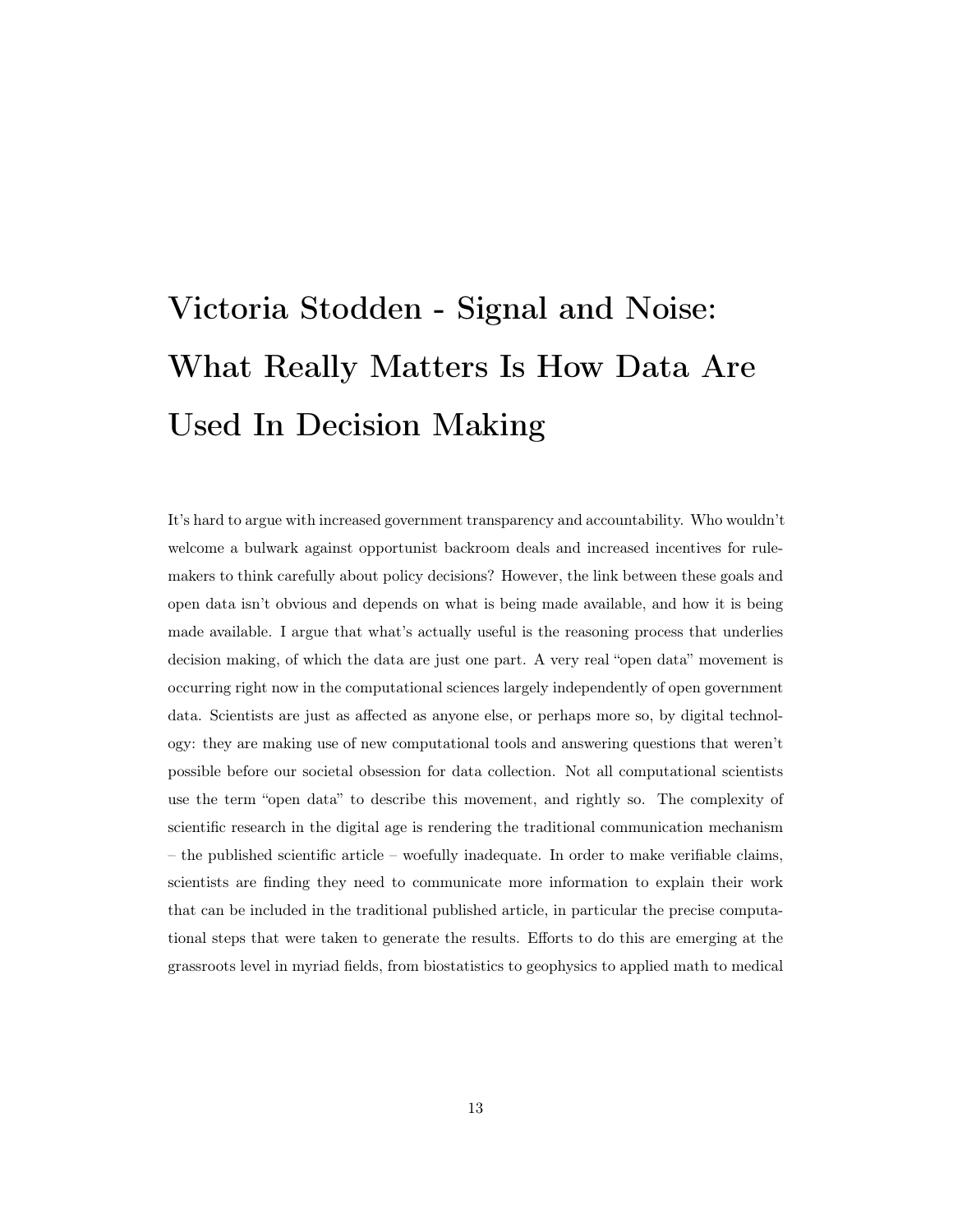# Victoria Stodden - Signal and Noise: What Really Matters Is How Data Are Used In Decision Making

It's hard to argue with increased government transparency and accountability. Who wouldn't welcome a bulwark against opportunist backroom deals and increased incentives for rule-makers to think carefully about policy decisions? However, the link between these goals and open data isn't obvious and depends on what is being made available, and how it is being made available. I argue that what's actually useful is the reasoning process that underlies decision making, of which the data are just one part. A very real "open data" movement is occurring right now in the computational sciences largely independently of open government data. Scientists are just as affected as anyone else, or perhaps more so, by digital technology: they are making use of new computational tools and answering questions that weren't possible before our societal obsession for data collection. Not all computational scientists use the term "open data" to describe this movement, and rightly so. The complexity of scientific research in the digital age is rendering the traditional communication mechanism – the published scientific article – woefully inadequate. In order to make verifiable claims, scientists are finding they need to communicate more information to explain their work that can be included in the traditional published article, in particular the precise computational steps that were taken to generate the results. Efforts to do this are emerging at the grassroots level in myriad fields, from biostatistics to geophysics to applied math to medical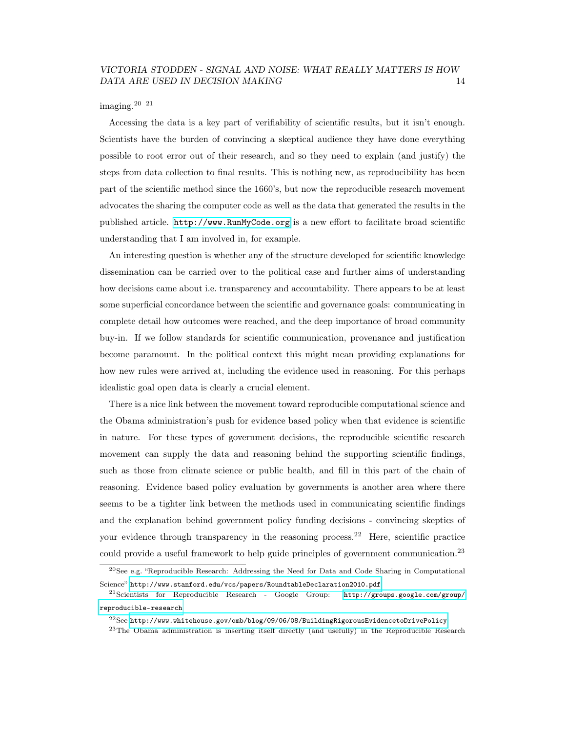imaging.[20] [21]

Accessing the data is a key part of verifiability of scientific results, but it isn't enough. Scientists have the burden of convincing a skeptical audience they have done everything possible to root error out of their research, and so they need to explain (and justify) the steps from data collection to final results. This is nothing new, as reproducibility has been part of the scientific method since the 1660's, but now the reproducible research movement advocates the sharing the computer code as well as the data that generated the results in the published article. http://www.RunMyCode.org is a new effort to facilitate broad scientific understanding that I am involved in, for example.

An interesting question is whether any of the structure developed for scientific knowledge dissemination can be carried over to the political case and further aims of understanding how decisions came about i.e. transparency and accountability. There appears to be at least some superficial concordance between the scientific and governance goals: communicating in complete detail how outcomes were reached, and the deep importance of broad community buy-in. If we follow standards for scientific communication, provenance and justification become paramount. In the political context this might mean providing explanations for how new rules were arrived at, including the evidence used in reasoning. For this perhaps idealistic goal open data is clearly a crucial element.

There is a nice link between the movement toward reproducible computational science and the Obama administration's push for evidence based policy when that evidence is scientific in nature. For these types of government decisions, the reproducible scientific research movement can supply the data and reasoning behind the supporting scientific findings, such as those from climate science or public health, and fill in this part of the chain of reasoning. Evidence based policy evaluation by governments is another area where there seems to be a tighter link between the methods used in communicating scientific findings and the explanation behind government policy funding decisions - convincing skeptics of your evidence through transparency in the reasoning process.[22] Here, scientific practice could provide a useful framework to help guide principles of government communication.[23]

---

[20] See e.g. "Reproducible Research: Addressing the Need for Data and Code Sharing in Computational Science" http://www.stanford.edu/vcs/papers/RoundtableDeclaration2010.pdf

[21] Scientists for Reproducible Research - Google Group: http://groups.google.com/group/reproducible-research

[22] See http://www.whitehouse.gov/omb/blog/09/06/08/BuildingRigorousEvidencetoDrivePolicy

[23] The Obama administration is inserting itself directly (and usefully) in the Reproducible Research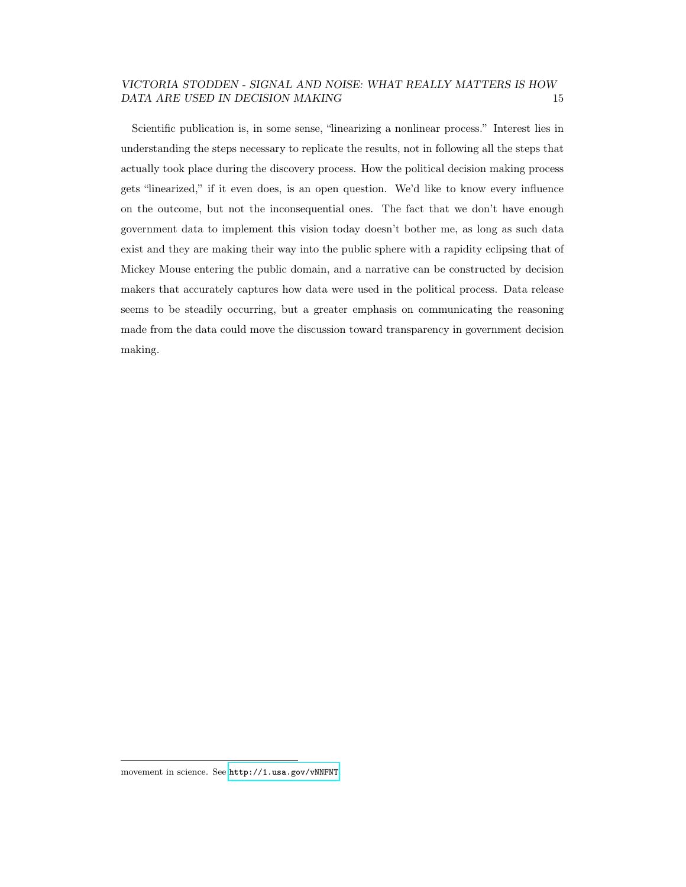Scientific publication is, in some sense, "linearizing a nonlinear process." Interest lies in understanding the steps necessary to replicate the results, not in following all the steps that actually took place during the discovery process. How the political decision making process gets "linearized," if it even does, is an open question. We'd like to know every influence on the outcome, but not the inconsequential ones. The fact that we don't have enough government data to implement this vision today doesn't bother me, as long as such data exist and they are making their way into the public sphere with a rapidity eclipsing that of Mickey Mouse entering the public domain, and a narrative can be constructed by decision makers that accurately captures how data were used in the political process. Data release seems to be steadily occurring, but a greater emphasis on communicating the reasoning made from the data could move the discussion toward transparency in government decision making.

---

movement in science. See http://1.usa.gov/vNNFNT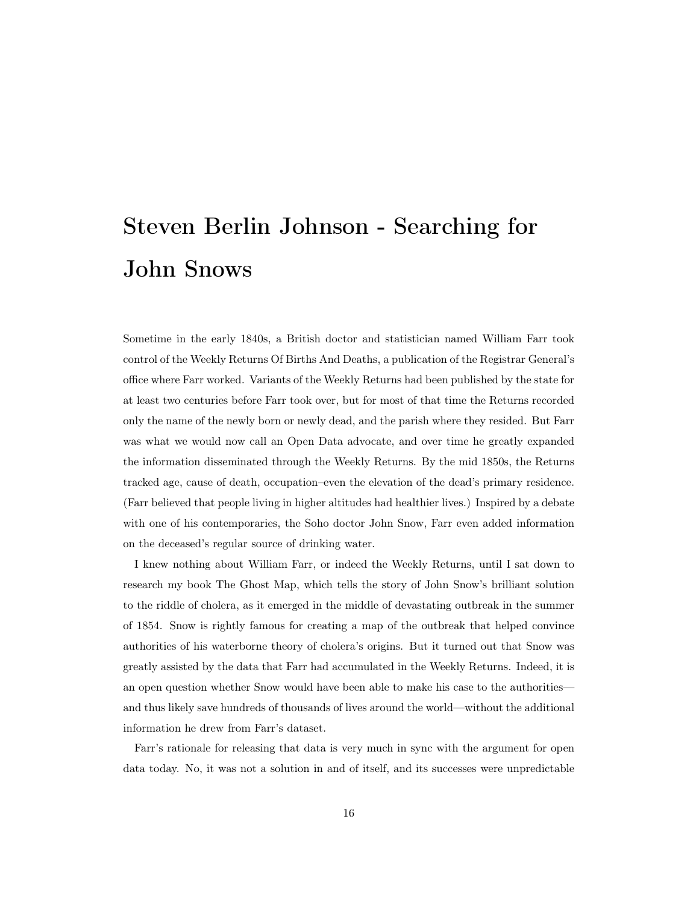# Steven Berlin Johnson - Searching for John Snows

Sometime in the early 1840s, a British doctor and statistician named William Farr took control of the Weekly Returns Of Births And Deaths, a publication of the Registrar General's office where Farr worked. Variants of the Weekly Returns had been published by the state for at least two centuries before Farr took over, but for most of that time the Returns recorded only the name of the newly born or newly dead, and the parish where they resided. But Farr was what we would now call an Open Data advocate, and over time he greatly expanded the information disseminated through the Weekly Returns. By the mid 1850s, the Returns tracked age, cause of death, occupation–even the elevation of the dead's primary residence. (Farr believed that people living in higher altitudes had healthier lives.) Inspired by a debate with one of his contemporaries, the Soho doctor John Snow, Farr even added information on the deceased's regular source of drinking water.

I knew nothing about William Farr, or indeed the Weekly Returns, until I sat down to research my book The Ghost Map, which tells the story of John Snow's brilliant solution to the riddle of cholera, as it emerged in the middle of devastating outbreak in the summer of 1854. Snow is rightly famous for creating a map of the outbreak that helped convince authorities of his waterborne theory of cholera's origins. But it turned out that Snow was greatly assisted by the data that Farr had accumulated in the Weekly Returns. Indeed, it is an open question whether Snow would have been able to make his case to the authorities—and thus likely save hundreds of thousands of lives around the world—without the additional information he drew from Farr's dataset.

Farr's rationale for releasing that data is very much in sync with the argument for open data today. No, it was not a solution in and of itself, and its successes were unpredictable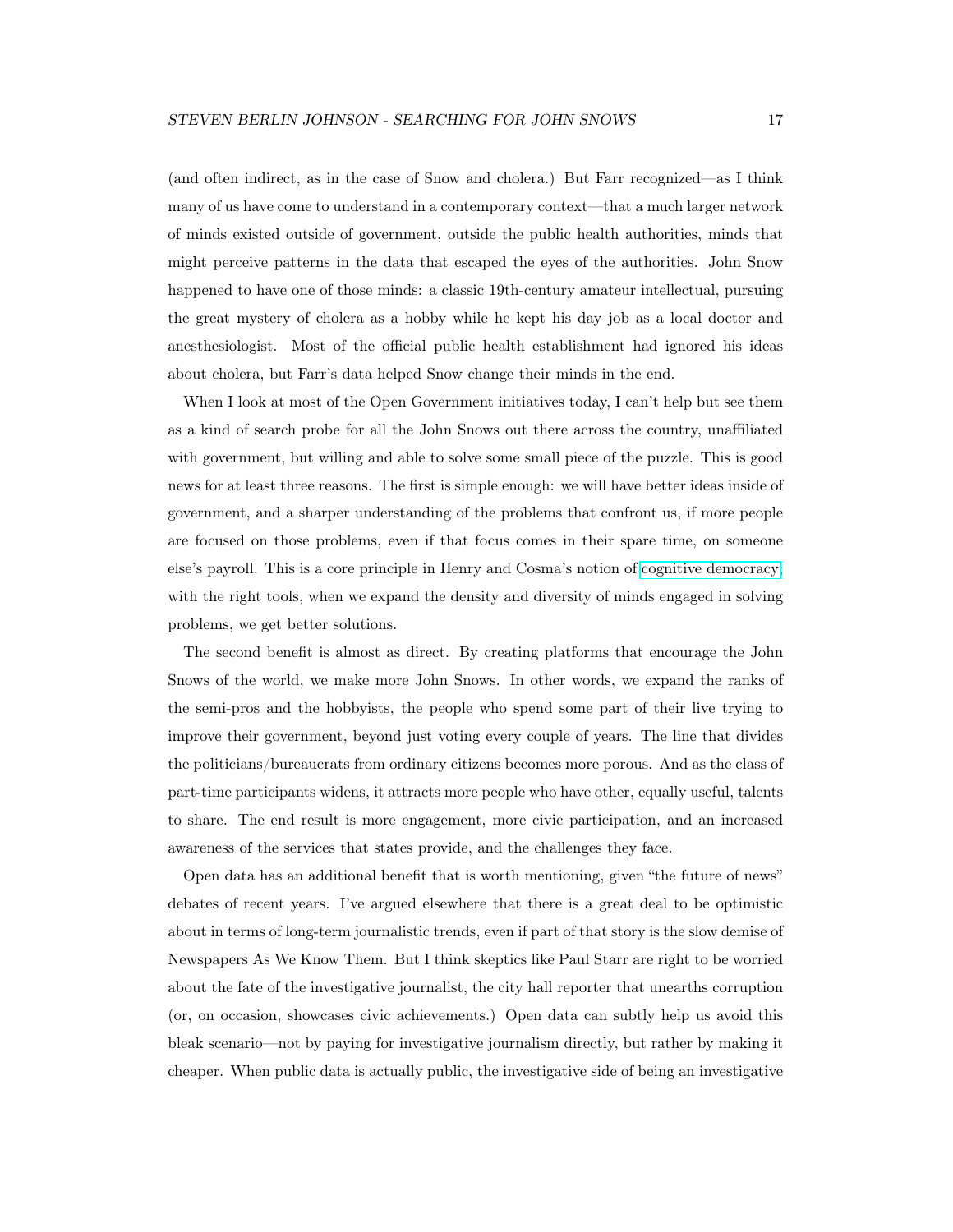(and often indirect, as in the case of Snow and cholera.) But Farr recognized—as I think many of us have come to understand in a contemporary context—that a much larger network of minds existed outside of government, outside the public health authorities, minds that might perceive patterns in the data that escaped the eyes of the authorities. John Snow happened to have one of those minds: a classic 19th-century amateur intellectual, pursuing the great mystery of cholera as a hobby while he kept his day job as a local doctor and anesthesiologist. Most of the official public health establishment had ignored his ideas about cholera, but Farr's data helped Snow change their minds in the end.

When I look at most of the Open Government initiatives today, I can't help but see them as a kind of search probe for all the John Snows out there across the country, unaffiliated with government, but willing and able to solve some small piece of the puzzle. This is good news for at least three reasons. The first is simple enough: we will have better ideas inside of government, and a sharper understanding of the problems that confront us, if more people are focused on those problems, even if that focus comes in their spare time, on someone else's payroll. This is a core principle in Henry and Cosma's notion of cognitive democracy; with the right tools, when we expand the density and diversity of minds engaged in solving problems, we get better solutions.

The second benefit is almost as direct. By creating platforms that encourage the John Snows of the world, we make more John Snows. In other words, we expand the ranks of the semi-pros and the hobbyists, the people who spend some part of their live trying to improve their government, beyond just voting every couple of years. The line that divides the politicians/bureaucrats from ordinary citizens becomes more porous. And as the class of part-time participants widens, it attracts more people who have other, equally useful, talents to share. The end result is more engagement, more civic participation, and an increased awareness of the services that states provide, and the challenges they face.

Open data has an additional benefit that is worth mentioning, given "the future of news" debates of recent years. I've argued elsewhere that there is a great deal to be optimistic about in terms of long-term journalistic trends, even if part of that story is the slow demise of Newspapers As We Know Them. But I think skeptics like Paul Starr are right to be worried about the fate of the investigative journalist, the city hall reporter that unearths corruption (or, on occasion, showcases civic achievements.) Open data can subtly help us avoid this bleak scenario—not by paying for investigative journalism directly, but rather by making it cheaper. When public data is actually public, the investigative side of being an investigative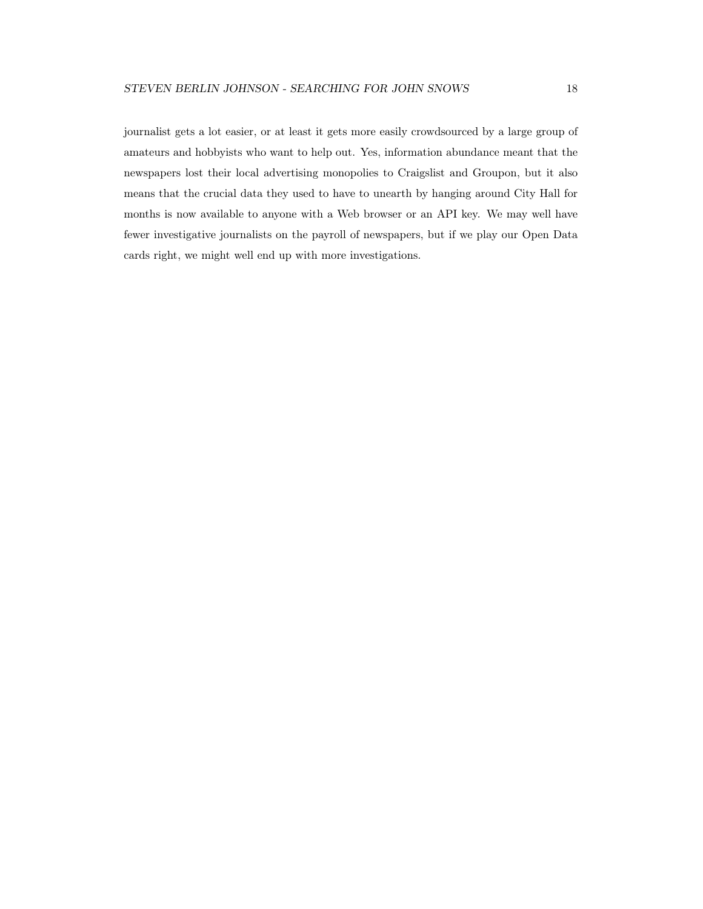journalist gets a lot easier, or at least it gets more easily crowdsourced by a large group of amateurs and hobbyists who want to help out. Yes, information abundance meant that the newspapers lost their local advertising monopolies to Craigslist and Groupon, but it also means that the crucial data they used to have to unearth by hanging around City Hall for months is now available to anyone with a Web browser or an API key. We may well have fewer investigative journalists on the payroll of newspapers, but if we play our Open Data cards right, we might well end up with more investigations.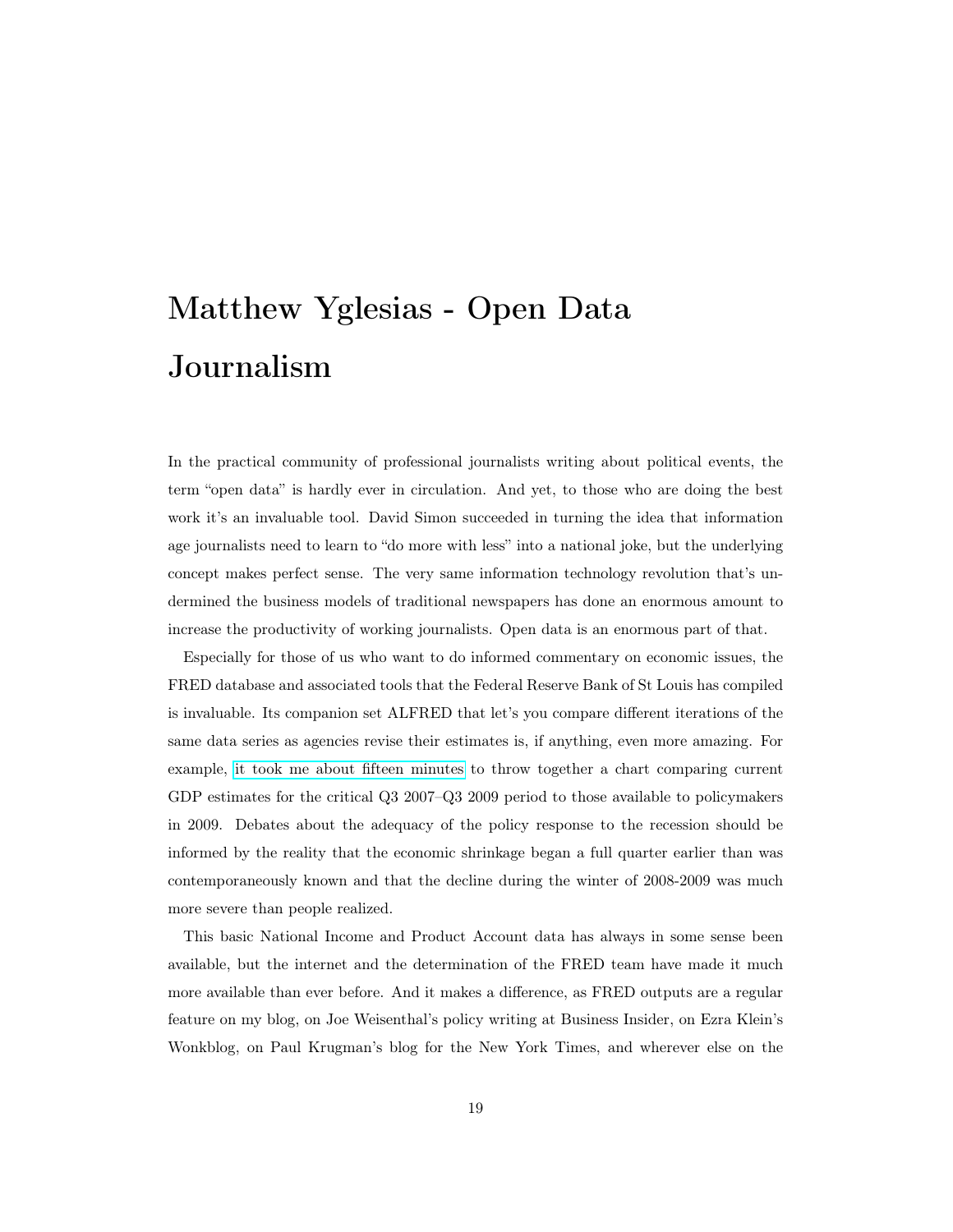# Matthew Yglesias - Open Data Journalism

In the practical community of professional journalists writing about political events, the term "open data" is hardly ever in circulation. And yet, to those who are doing the best work it's an invaluable tool. David Simon succeeded in turning the idea that information age journalists need to learn to "do more with less" into a national joke, but the underlying concept makes perfect sense. The very same information technology revolution that's undermined the business models of traditional newspapers has done an enormous amount to increase the productivity of working journalists. Open data is an enormous part of that.

Especially for those of us who want to do informed commentary on economic issues, the FRED database and associated tools that the Federal Reserve Bank of St Louis has compiled is invaluable. Its companion set ALFRED that let's you compare different iterations of the same data series as agencies revise their estimates is, if anything, even more amazing. For example, it took me about fifteen minutes to throw together a chart comparing current GDP estimates for the critical Q3 2007–Q3 2009 period to those available to policymakers in 2009. Debates about the adequacy of the policy response to the recession should be informed by the reality that the economic shrinkage began a full quarter earlier than was contemporaneously known and that the decline during the winter of 2008-2009 was much more severe than people realized.

This basic National Income and Product Account data has always in some sense been available, but the internet and the determination of the FRED team have made it much more available than ever before. And it makes a difference, as FRED outputs are a regular feature on my blog, on Joe Weisenthal's policy writing at Business Insider, on Ezra Klein's Wonkblog, on Paul Krugman's blog for the New York Times, and wherever else on the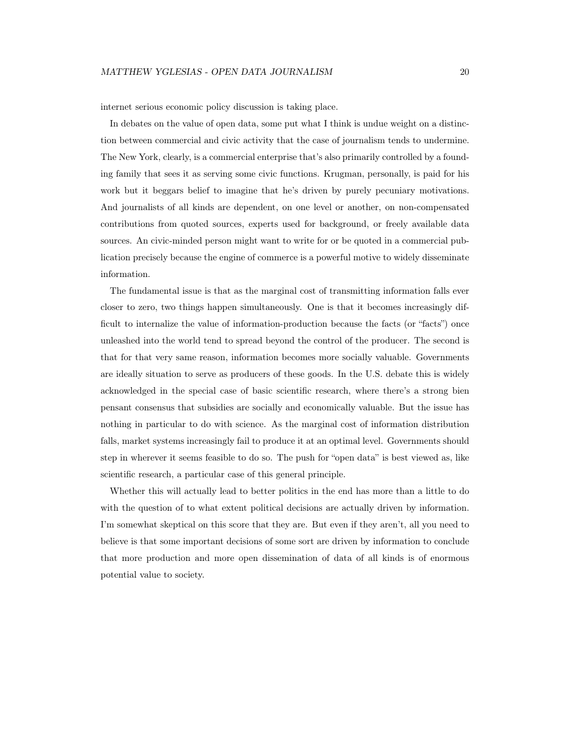internet serious economic policy discussion is taking place.

In debates on the value of open data, some put what I think is undue weight on a distinction between commercial and civic activity that the case of journalism tends to undermine. The New York, clearly, is a commercial enterprise that's also primarily controlled by a founding family that sees it as serving some civic functions. Krugman, personally, is paid for his work but it beggars belief to imagine that he's driven by purely pecuniary motivations. And journalists of all kinds are dependent, on one level or another, on non-compensated contributions from quoted sources, experts used for background, or freely available data sources. An civic-minded person might want to write for or be quoted in a commercial publication precisely because the engine of commerce is a powerful motive to widely disseminate information.

The fundamental issue is that as the marginal cost of transmitting information falls ever closer to zero, two things happen simultaneously. One is that it becomes increasingly difficult to internalize the value of information-production because the facts (or "facts") once unleashed into the world tend to spread beyond the control of the producer. The second is that for that very same reason, information becomes more socially valuable. Governments are ideally situation to serve as producers of these goods. In the U.S. debate this is widely acknowledged in the special case of basic scientific research, where there's a strong bien pensant consensus that subsidies are socially and economically valuable. But the issue has nothing in particular to do with science. As the marginal cost of information distribution falls, market systems increasingly fail to produce it at an optimal level. Governments should step in wherever it seems feasible to do so. The push for "open data" is best viewed as, like scientific research, a particular case of this general principle.

Whether this will actually lead to better politics in the end has more than a little to do with the question of to what extent political decisions are actually driven by information. I'm somewhat skeptical on this score that they are. But even if they aren't, all you need to believe is that some important decisions of some sort are driven by information to conclude that more production and more open dissemination of data of all kinds is of enormous potential value to society.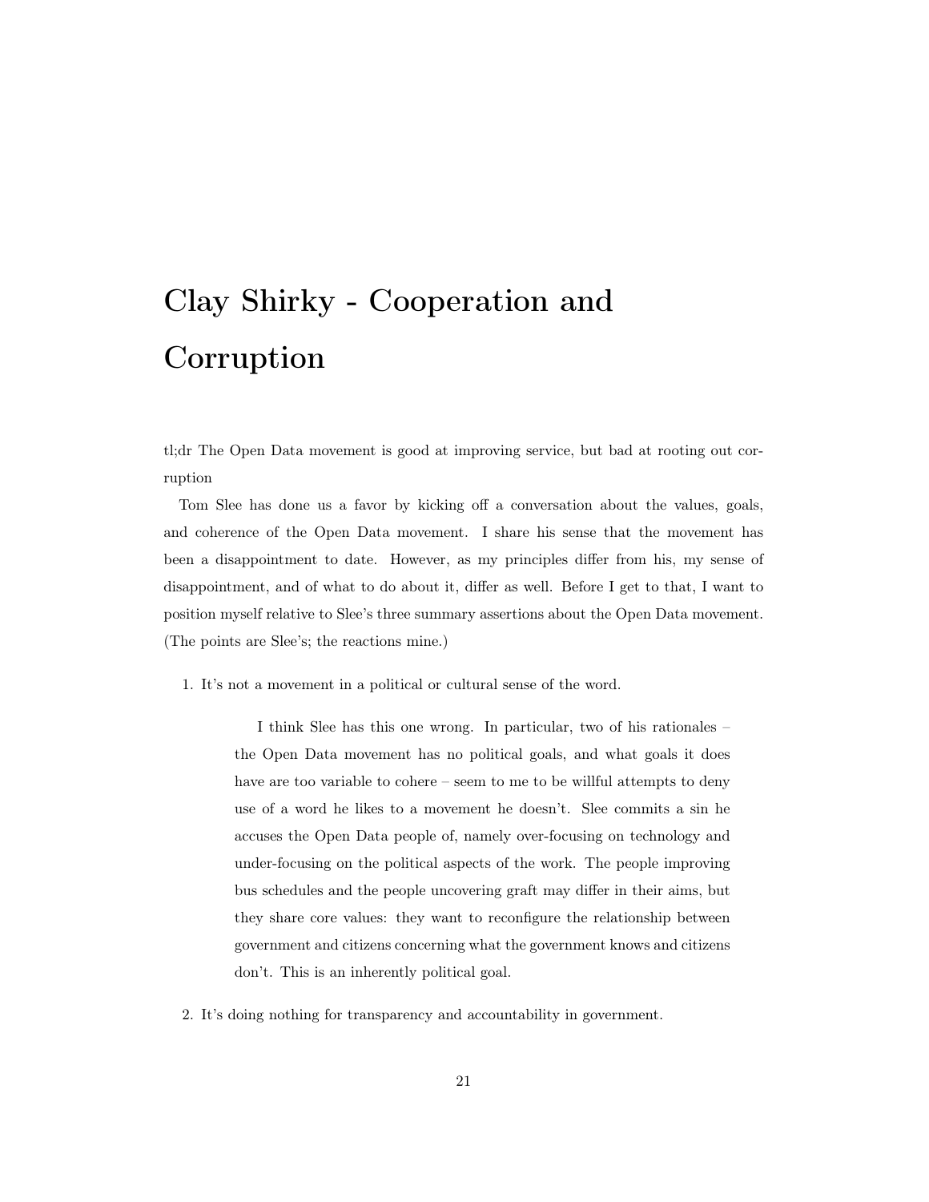# Clay Shirky - Cooperation and Corruption

tl;dr The Open Data movement is good at improving service, but bad at rooting out corruption

Tom Slee has done us a favor by kicking off a conversation about the values, goals, and coherence of the Open Data movement. I share his sense that the movement has been a disappointment to date. However, as my principles differ from his, my sense of disappointment, and of what to do about it, differ as well. Before I get to that, I want to position myself relative to Slee's three summary assertions about the Open Data movement. (The points are Slee's; the reactions mine.)

1. It's not a movement in a political or cultural sense of the word.

    > I think Slee has this one wrong. In particular, two of his rationales – the Open Data movement has no political goals, and what goals it does have are too variable to cohere – seem to me to be willful attempts to deny use of a word he likes to a movement he doesn't. Slee commits a sin he accuses the Open Data people of, namely over-focusing on technology and under-focusing on the political aspects of the work. The people improving bus schedules and the people uncovering graft may differ in their aims, but they share core values: they want to reconfigure the relationship between government and citizens concerning what the government knows and citizens don't. This is an inherently political goal.

2. It's doing nothing for transparency and accountability in government.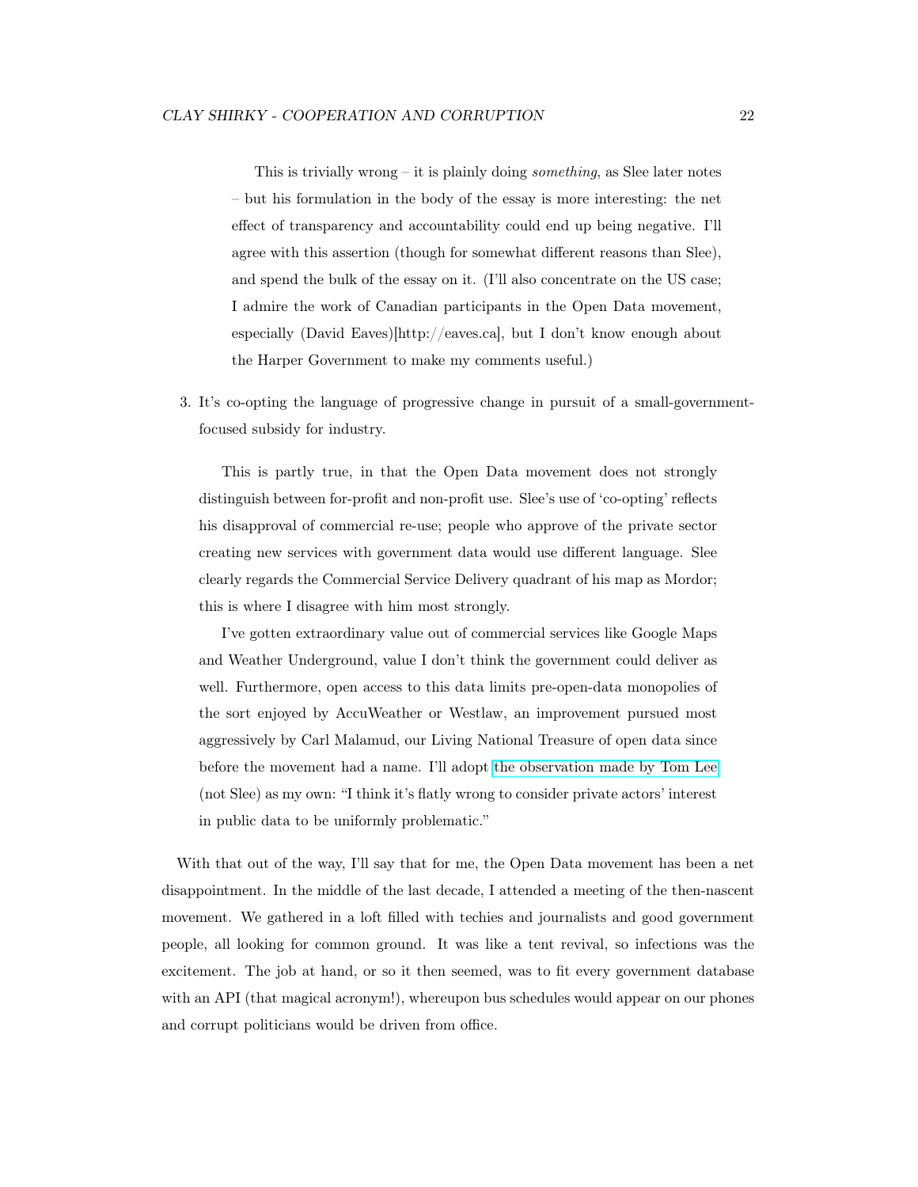This is trivially wrong – it is plainly doing *something*, as Slee later notes – but his formulation in the body of the essay is more interesting: the net effect of transparency and accountability could end up being negative. I'll agree with this assertion (though for somewhat different reasons than Slee), and spend the bulk of the essay on it. (I'll also concentrate on the US case; I admire the work of Canadian participants in the Open Data movement, especially (David Eaves)[http://eaves.ca], but I don't know enough about the Harper Government to make my comments useful.)

3. It's co-opting the language of progressive change in pursuit of a small-government-focused subsidy for industry.

   This is partly true, in that the Open Data movement does not strongly distinguish between for-profit and non-profit use. Slee's use of 'co-opting' reflects his disapproval of commercial re-use; people who approve of the private sector creating new services with government data would use different language. Slee clearly regards the Commercial Service Delivery quadrant of his map as Mordor; this is where I disagree with him most strongly.

   I've gotten extraordinary value out of commercial services like Google Maps and Weather Underground, value I don't think the government could deliver as well. Furthermore, open access to this data limits pre-open-data monopolies of the sort enjoyed by AccuWeather or Westlaw, an improvement pursued most aggressively by Carl Malamud, our Living National Treasure of open data since before the movement had a name. I'll adopt the observation made by Tom Lee (not Slee) as my own: "I think it's flatly wrong to consider private actors' interest in public data to be uniformly problematic."

With that out of the way, I'll say that for me, the Open Data movement has been a net disappointment. In the middle of the last decade, I attended a meeting of the then-nascent movement. We gathered in a loft filled with techies and journalists and good government people, all looking for common ground. It was like a tent revival, so infections was the excitement. The job at hand, or so it then seemed, was to fit every government database with an API (that magical acronym!), whereupon bus schedules would appear on our phones and corrupt politicians would be driven from office.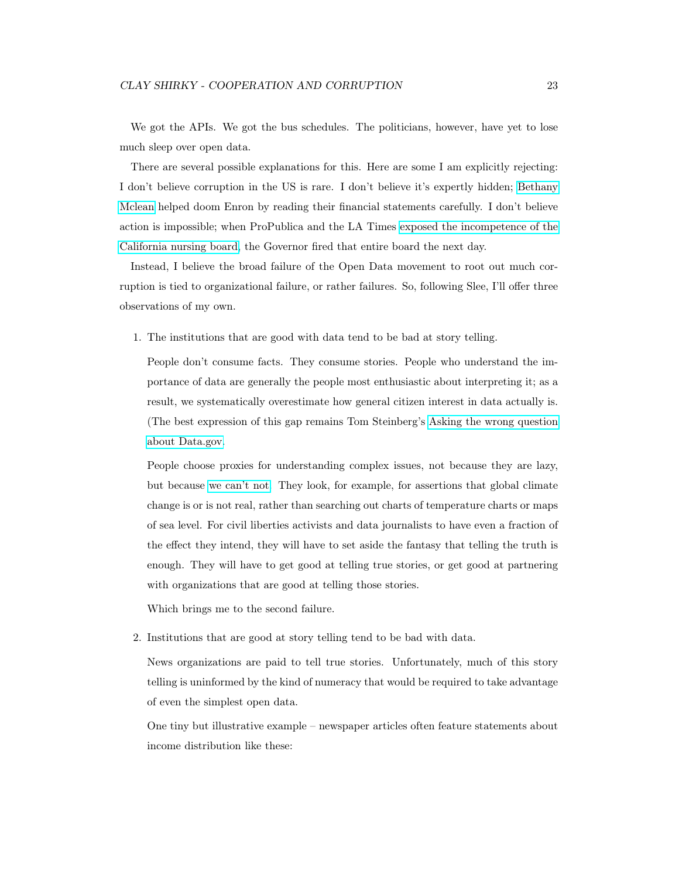We got the APIs. We got the bus schedules. The politicians, however, have yet to lose much sleep over open data.

There are several possible explanations for this. Here are some I am explicitly rejecting: I don't believe corruption in the US is rare. I don't believe it's expertly hidden; Bethany Mclean helped doom Enron by reading their financial statements carefully. I don't believe action is impossible; when ProPublica and the LA Times exposed the incompetence of the California nursing board, the Governor fired that entire board the next day.

Instead, I believe the broad failure of the Open Data movement to root out much corruption is tied to organizational failure, or rather failures. So, following Slee, I'll offer three observations of my own.

1. The institutions that are good with data tend to be bad at story telling.

   People don't consume facts. They consume stories. People who understand the importance of data are generally the people most enthusiastic about interpreting it; as a result, we systematically overestimate how general citizen interest in data actually is. (The best expression of this gap remains Tom Steinberg's Asking the wrong question about Data.gov.

   People choose proxies for understanding complex issues, not because they are lazy, but because we can't not. They look, for example, for assertions that global climate change is or is not real, rather than searching out charts of temperature charts or maps of sea level. For civil liberties activists and data journalists to have even a fraction of the effect they intend, they will have to set aside the fantasy that telling the truth is enough. They will have to get good at telling true stories, or get good at partnering with organizations that are good at telling those stories.

   Which brings me to the second failure.

2. Institutions that are good at story telling tend to be bad with data.

   News organizations are paid to tell true stories. Unfortunately, much of this story telling is uninformed by the kind of numeracy that would be required to take advantage of even the simplest open data.

   One tiny but illustrative example – newspaper articles often feature statements about income distribution like these: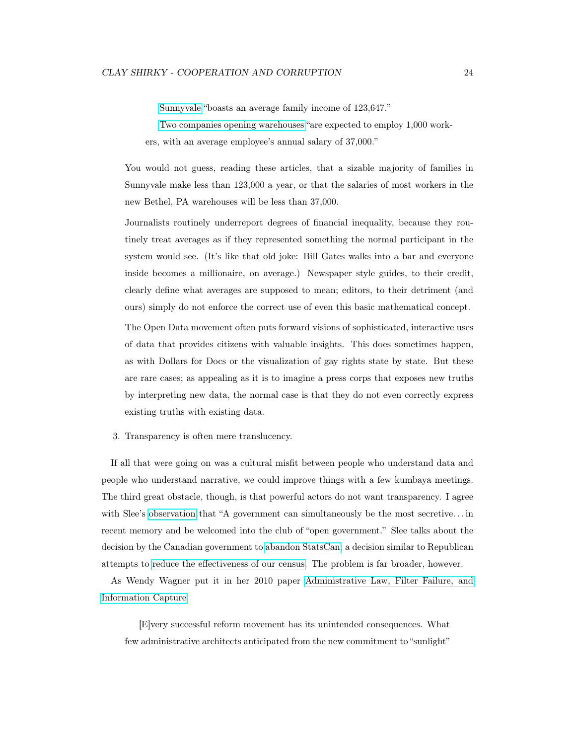> Sunnyvale "boasts an average family income of 123,647."
>
> Two companies opening warehouses "are expected to employ 1,000 workers, with an average employee's annual salary of 37,000."

You would not guess, reading these articles, that a sizable majority of families in Sunnyvale make less than 123,000 a year, or that the salaries of most workers in the new Bethel, PA warehouses will be less than 37,000.

Journalists routinely underreport degrees of financial inequality, because they routinely treat averages as if they represented something the normal participant in the system would see. (It's like that old joke: Bill Gates walks into a bar and everyone inside becomes a millionaire, on average.) Newspaper style guides, to their credit, clearly define what averages are supposed to mean; editors, to their detriment (and ours) simply do not enforce the correct use of even this basic mathematical concept.

The Open Data movement often puts forward visions of sophisticated, interactive uses of data that provides citizens with valuable insights. This does sometimes happen, as with Dollars for Docs or the visualization of gay rights state by state. But these are rare cases; as appealing as it is to imagine a press corps that exposes new truths by interpreting new data, the normal case is that they do not even correctly express existing truths with existing data.

3. Transparency is often mere translucency.

If all that were going on was a cultural misfit between people who understand data and people who understand narrative, we could improve things with a few kumbaya meetings. The third great obstacle, though, is that powerful actors do not want transparency. I agree with Slee's observation that "A government can simultaneously be the most secretive. . . in recent memory and be welcomed into the club of "open government." Slee talks about the decision by the Canadian government to abandon StatsCan, a decision similar to Republican attempts to reduce the effectiveness of our census. The problem is far broader, however.

As Wendy Wagner put it in her 2010 paper Administrative Law, Filter Failure, and Information Capture:

> [E]very successful reform movement has its unintended consequences. What few administrative architects anticipated from the new commitment to "sunlight"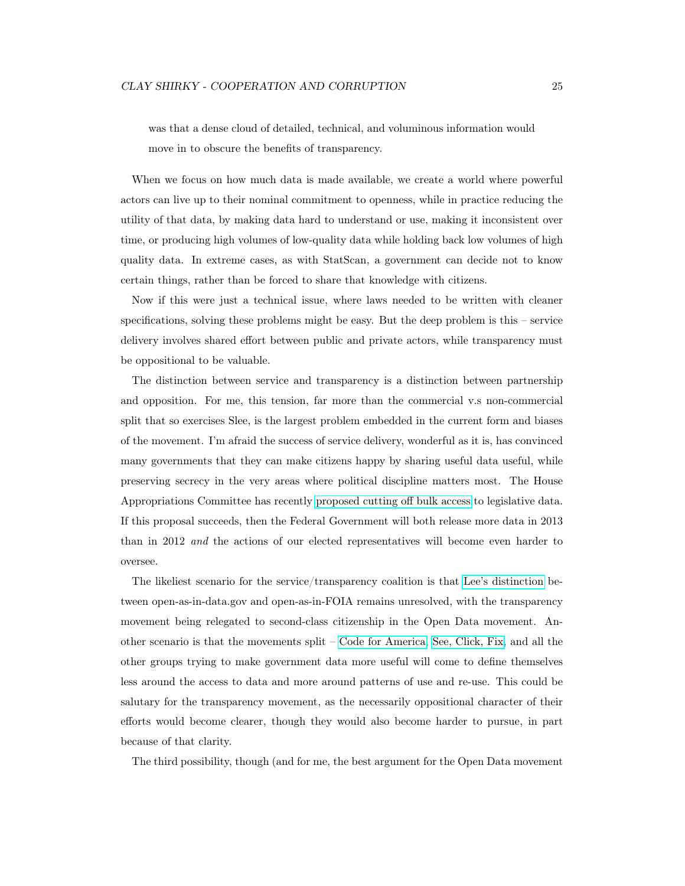> was that a dense cloud of detailed, technical, and voluminous information would move in to obscure the benefits of transparency.

When we focus on how much data is made available, we create a world where powerful actors can live up to their nominal commitment to openness, while in practice reducing the utility of that data, by making data hard to understand or use, making it inconsistent over time, or producing high volumes of low-quality data while holding back low volumes of high quality data. In extreme cases, as with StatScan, a government can decide not to know certain things, rather than be forced to share that knowledge with citizens.

Now if this were just a technical issue, where laws needed to be written with cleaner specifications, solving these problems might be easy. But the deep problem is this – service delivery involves shared effort between public and private actors, while transparency must be oppositional to be valuable.

The distinction between service and transparency is a distinction between partnership and opposition. For me, this tension, far more than the commercial v.s non-commercial split that so exercises Slee, is the largest problem embedded in the current form and biases of the movement. I'm afraid the success of service delivery, wonderful as it is, has convinced many governments that they can make citizens happy by sharing useful data useful, while preserving secrecy in the very areas where political discipline matters most. The House Appropriations Committee has recently proposed cutting off bulk access to legislative data. If this proposal succeeds, then the Federal Government will both release more data in 2013 than in 2012 *and* the actions of our elected representatives will become even harder to oversee.

The likeliest scenario for the service/transparency coalition is that Lee's distinction between open-as-in-data.gov and open-as-in-FOIA remains unresolved, with the transparency movement being relegated to second-class citizenship in the Open Data movement. Another scenario is that the movements split – Code for America, See, Click, Fix, and all the other groups trying to make government data more useful will come to define themselves less around the access to data and more around patterns of use and re-use. This could be salutary for the transparency movement, as the necessarily oppositional character of their efforts would become clearer, though they would also become harder to pursue, in part because of that clarity.

The third possibility, though (and for me, the best argument for the Open Data movement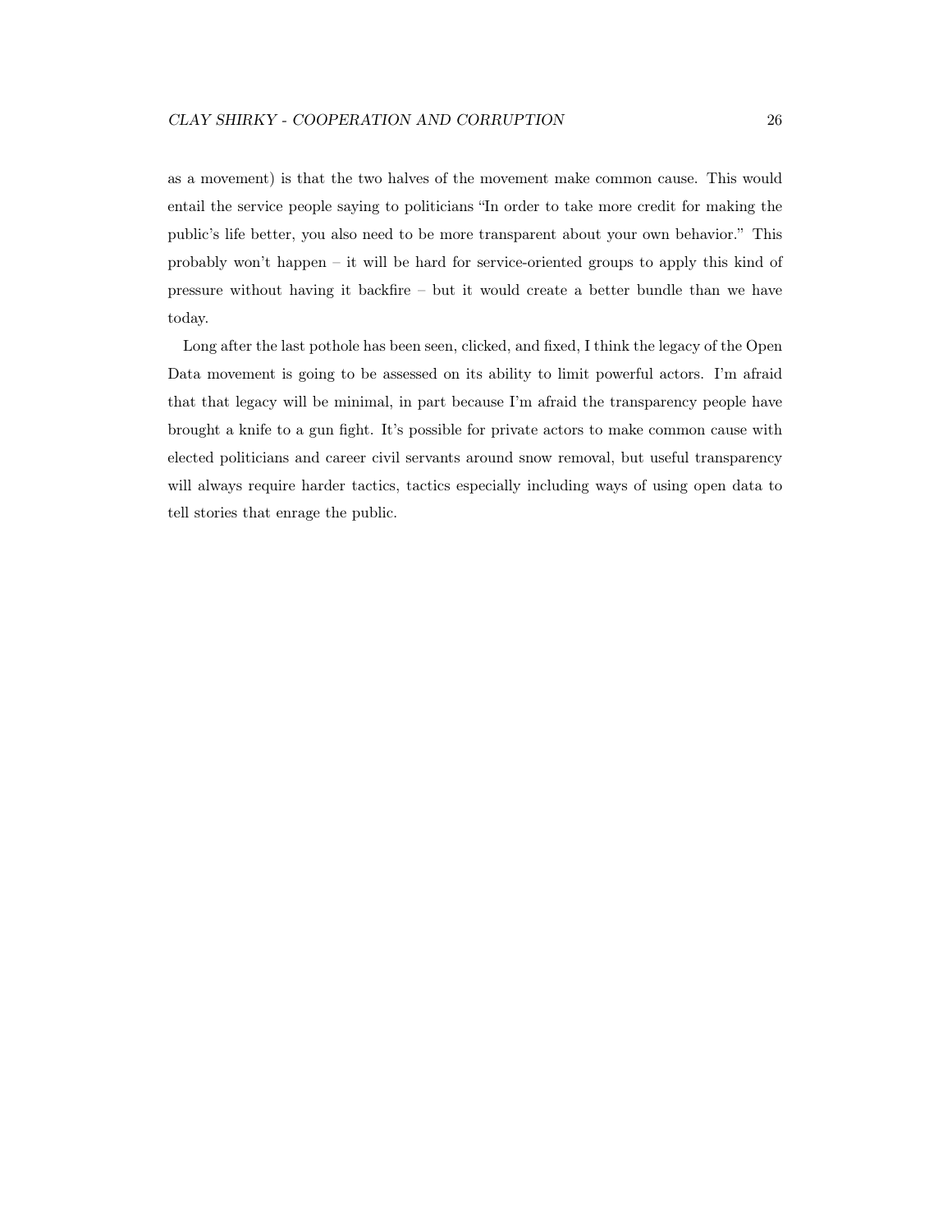as a movement) is that the two halves of the movement make common cause. This would entail the service people saying to politicians "In order to take more credit for making the public's life better, you also need to be more transparent about your own behavior." This probably won't happen – it will be hard for service-oriented groups to apply this kind of pressure without having it backfire – but it would create a better bundle than we have today.

Long after the last pothole has been seen, clicked, and fixed, I think the legacy of the Open Data movement is going to be assessed on its ability to limit powerful actors. I'm afraid that that legacy will be minimal, in part because I'm afraid the transparency people have brought a knife to a gun fight. It's possible for private actors to make common cause with elected politicians and career civil servants around snow removal, but useful transparency will always require harder tactics, tactics especially including ways of using open data to tell stories that enrage the public.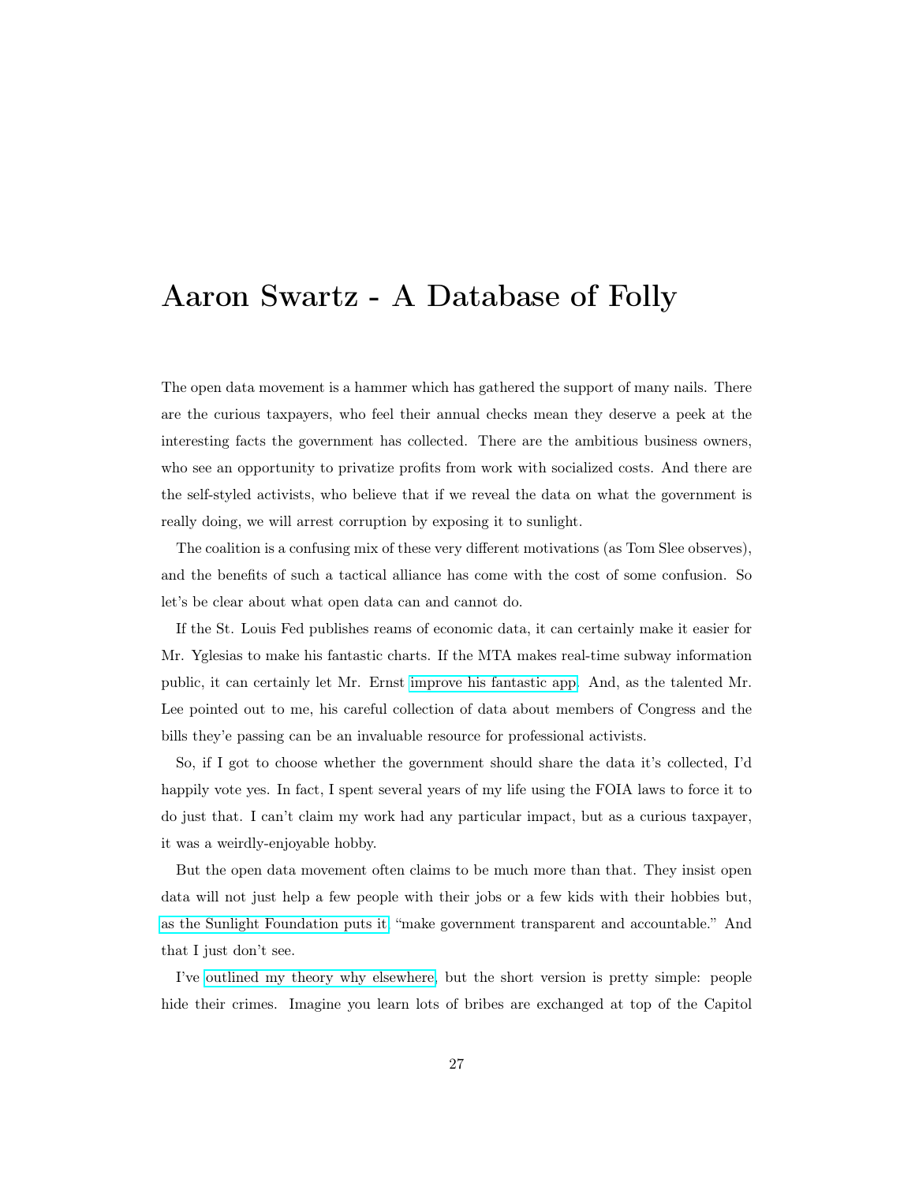# Aaron Swartz - A Database of Folly

The open data movement is a hammer which has gathered the support of many nails. There are the curious taxpayers, who feel their annual checks mean they deserve a peek at the interesting facts the government has collected. There are the ambitious business owners, who see an opportunity to privatize profits from work with socialized costs. And there are the self-styled activists, who believe that if we reveal the data on what the government is really doing, we will arrest corruption by exposing it to sunlight.

The coalition is a confusing mix of these very different motivations (as Tom Slee observes), and the benefits of such a tactical alliance has come with the cost of some confusion. So let's be clear about what open data can and cannot do.

If the St. Louis Fed publishes reams of economic data, it can certainly make it easier for Mr. Yglesias to make his fantastic charts. If the MTA makes real-time subway information public, it can certainly let Mr. Ernst improve his fantastic app. And, as the talented Mr. Lee pointed out to me, his careful collection of data about members of Congress and the bills they'e passing can be an invaluable resource for professional activists.

So, if I got to choose whether the government should share the data it's collected, I'd happily vote yes. In fact, I spent several years of my life using the FOIA laws to force it to do just that. I can't claim my work had any particular impact, but as a curious taxpayer, it was a weirdly-enjoyable hobby.

But the open data movement often claims to be much more than that. They insist open data will not just help a few people with their jobs or a few kids with their hobbies but, as the Sunlight Foundation puts it, "make government transparent and accountable." And that I just don't see.

I've outlined my theory why elsewhere, but the short version is pretty simple: people hide their crimes. Imagine you learn lots of bribes are exchanged at top of the Capitol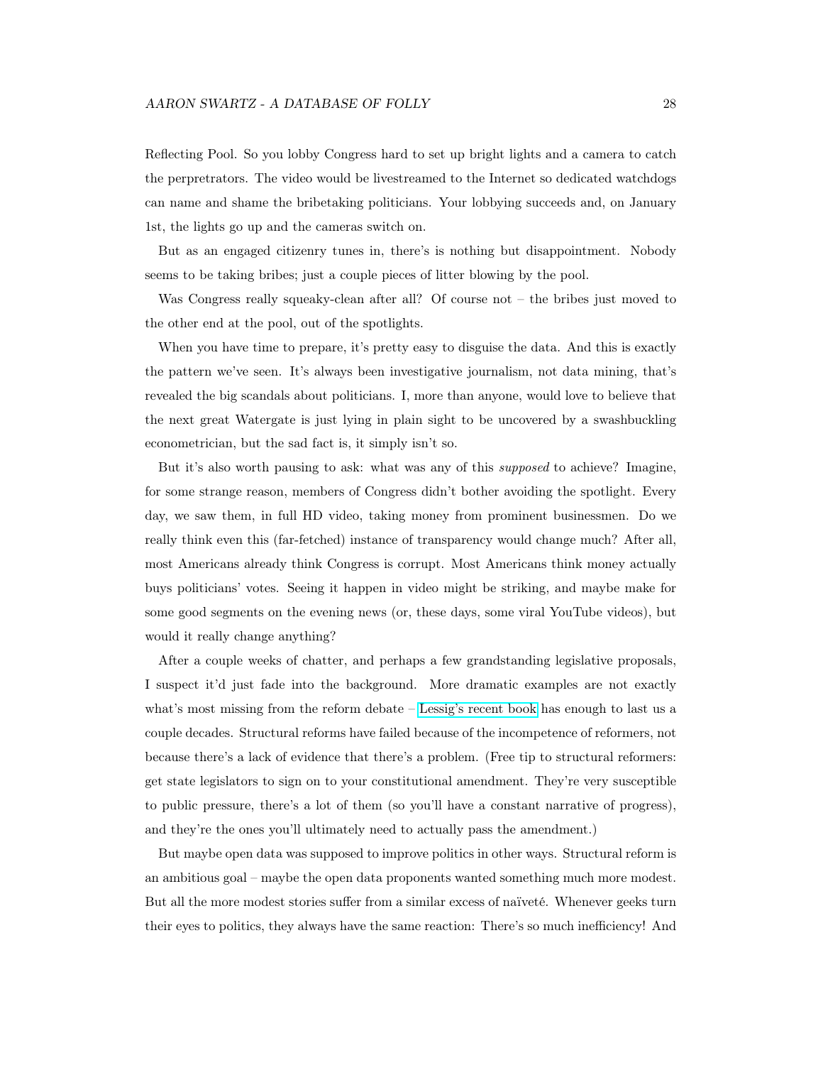Reflecting Pool. So you lobby Congress hard to set up bright lights and a camera to catch the perpetrators. The video would be livestreamed to the Internet so dedicated watchdogs can name and shame the bribetaking politicians. Your lobbying succeeds and, on January 1st, the lights go up and the cameras switch on.

But as an engaged citizenry tunes in, there's is nothing but disappointment. Nobody seems to be taking bribes; just a couple pieces of litter blowing by the pool.

Was Congress really squeaky-clean after all? Of course not – the bribes just moved to the other end at the pool, out of the spotlights.

When you have time to prepare, it's pretty easy to disguise the data. And this is exactly the pattern we've seen. It's always been investigative journalism, not data mining, that's revealed the big scandals about politicians. I, more than anyone, would love to believe that the next great Watergate is just lying in plain sight to be uncovered by a swashbuckling econometrician, but the sad fact is, it simply isn't so.

But it's also worth pausing to ask: what was any of this *supposed* to achieve? Imagine, for some strange reason, members of Congress didn't bother avoiding the spotlight. Every day, we saw them, in full HD video, taking money from prominent businessmen. Do we really think even this (far-fetched) instance of transparency would change much? After all, most Americans already think Congress is corrupt. Most Americans think money actually buys politicians' votes. Seeing it happen in video might be striking, and maybe make for some good segments on the evening news (or, these days, some viral YouTube videos), but would it really change anything?

After a couple weeks of chatter, and perhaps a few grandstanding legislative proposals, I suspect it'd just fade into the background. More dramatic examples are not exactly what's most missing from the reform debate – Lessig's recent book has enough to last us a couple decades. Structural reforms have failed because of the incompetence of reformers, not because there's a lack of evidence that there's a problem. (Free tip to structural reformers: get state legislators to sign on to your constitutional amendment. They're very susceptible to public pressure, there's a lot of them (so you'll have a constant narrative of progress), and they're the ones you'll ultimately need to actually pass the amendment.)

But maybe open data was supposed to improve politics in other ways. Structural reform is an ambitious goal – maybe the open data proponents wanted something much more modest. But all the more modest stories suffer from a similar excess of naïveté. Whenever geeks turn their eyes to politics, they always have the same reaction: There's so much inefficiency! And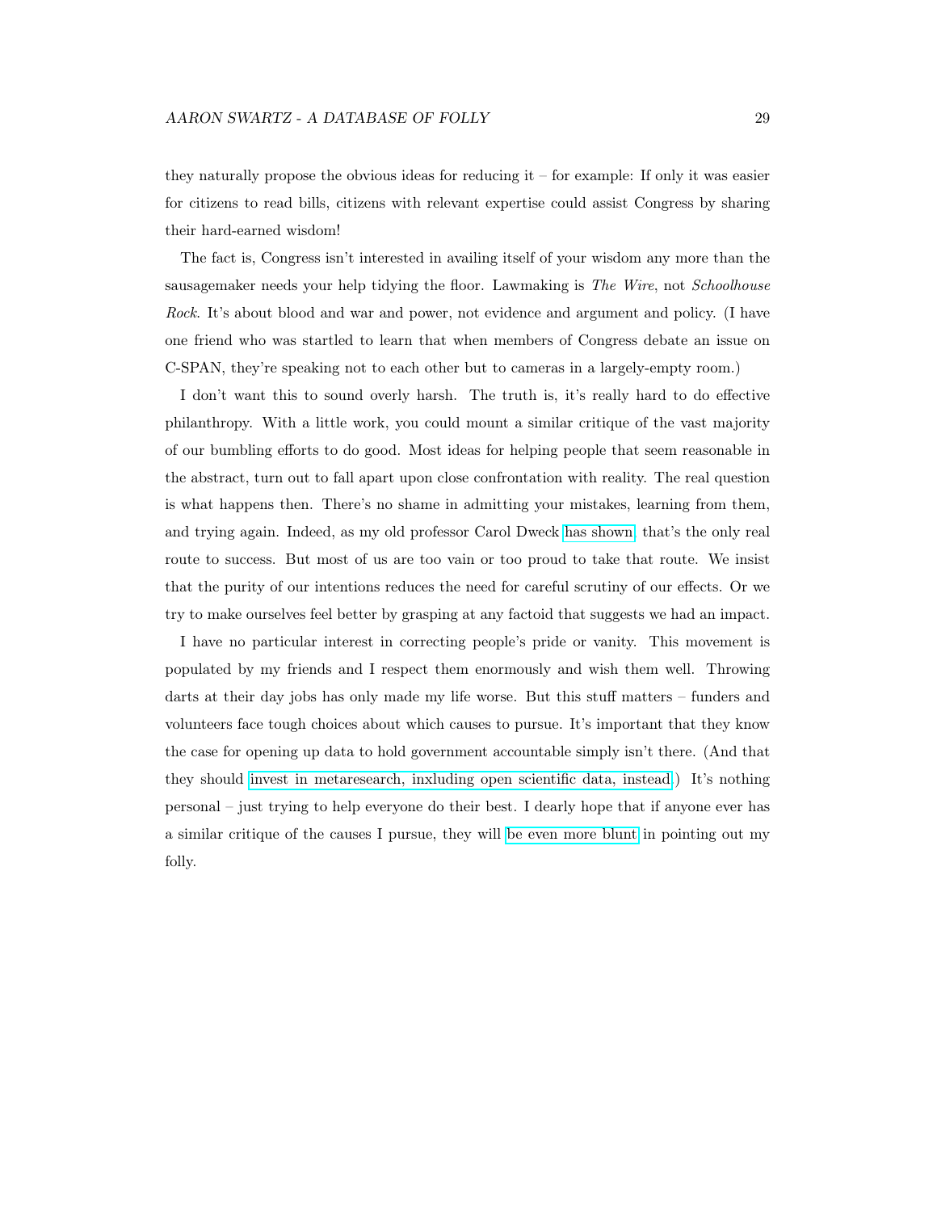they naturally propose the obvious ideas for reducing it – for example: If only it was easier for citizens to read bills, citizens with relevant expertise could assist Congress by sharing their hard-earned wisdom!

The fact is, Congress isn't interested in availing itself of your wisdom any more than the sausagemaker needs your help tidying the floor. Lawmaking is *The Wire*, not *Schoolhouse Rock*. It's about blood and war and power, not evidence and argument and policy. (I have one friend who was startled to learn that when members of Congress debate an issue on C-SPAN, they're speaking not to each other but to cameras in a largely-empty room.)

I don't want this to sound overly harsh. The truth is, it's really hard to do effective philanthropy. With a little work, you could mount a similar critique of the vast majority of our bumbling efforts to do good. Most ideas for helping people that seem reasonable in the abstract, turn out to fall apart upon close confrontation with reality. The real question is what happens then. There's no shame in admitting your mistakes, learning from them, and trying again. Indeed, as my old professor Carol Dweck has shown, that's the only real route to success. But most of us are too vain or too proud to take that route. We insist that the purity of our intentions reduces the need for careful scrutiny of our effects. Or we try to make ourselves feel better by grasping at any factoid that suggests we had an impact.

I have no particular interest in correcting people's pride or vanity. This movement is populated by my friends and I respect them enormously and wish them well. Throwing darts at their day jobs has only made my life worse. But this stuff matters – funders and volunteers face tough choices about which causes to pursue. It's important that they know the case for opening up data to hold government accountable simply isn't there. (And that they should invest in metaresearch, inxluding open scientific data, instead.) It's nothing personal – just trying to help everyone do their best. I dearly hope that if anyone ever has a similar critique of the causes I pursue, they will be even more blunt in pointing out my folly.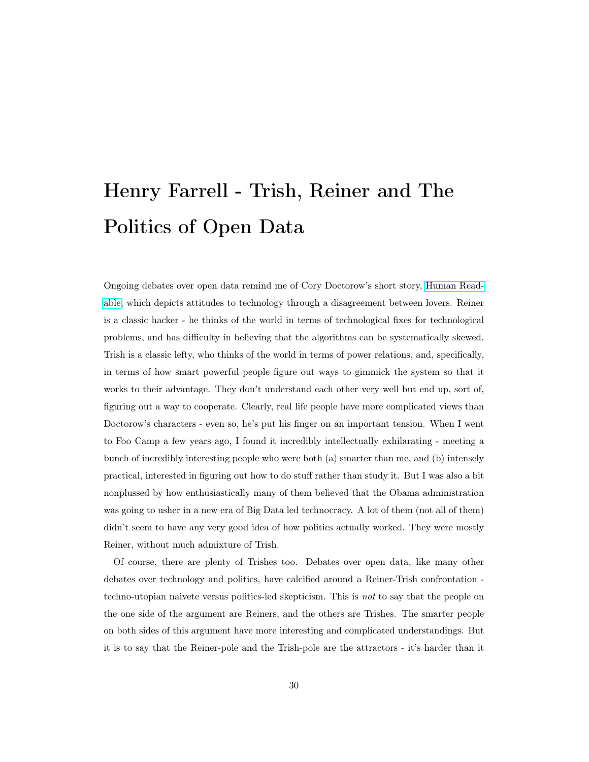# Henry Farrell - Trish, Reiner and The Politics of Open Data

Ongoing debates over open data remind me of Cory Doctorow's short story, Human Readable, which depicts attitudes to technology through a disagreement between lovers. Reiner is a classic hacker - he thinks of the world in terms of technological fixes for technological problems, and has difficulty in believing that the algorithms can be systematically skewed. Trish is a classic lefty, who thinks of the world in terms of power relations, and, specifically, in terms of how smart powerful people figure out ways to gimmick the system so that it works to their advantage. They don't understand each other very well but end up, sort of, figuring out a way to cooperate. Clearly, real life people have more complicated views than Doctorow's characters - even so, he's put his finger on an important tension. When I went to Foo Camp a few years ago, I found it incredibly intellectually exhilarating - meeting a bunch of incredibly interesting people who were both (a) smarter than me, and (b) intensely practical, interested in figuring out how to do stuff rather than study it. But I was also a bit nonplussed by how enthusiastically many of them believed that the Obama administration was going to usher in a new era of Big Data led technocracy. A lot of them (not all of them) didn't seem to have any very good idea of how politics actually worked. They were mostly Reiner, without much admixture of Trish.

Of course, there are plenty of Trishes too. Debates over open data, like many other debates over technology and politics, have calcified around a Reiner-Trish confrontation - techno-utopian naivete versus politics-led skepticism. This is *not* to say that the people on the one side of the argument are Reiners, and the others are Trishes. The smarter people on both sides of this argument have more interesting and complicated understandings. But it is to say that the Reiner-pole and the Trish-pole are the attractors - it's harder than it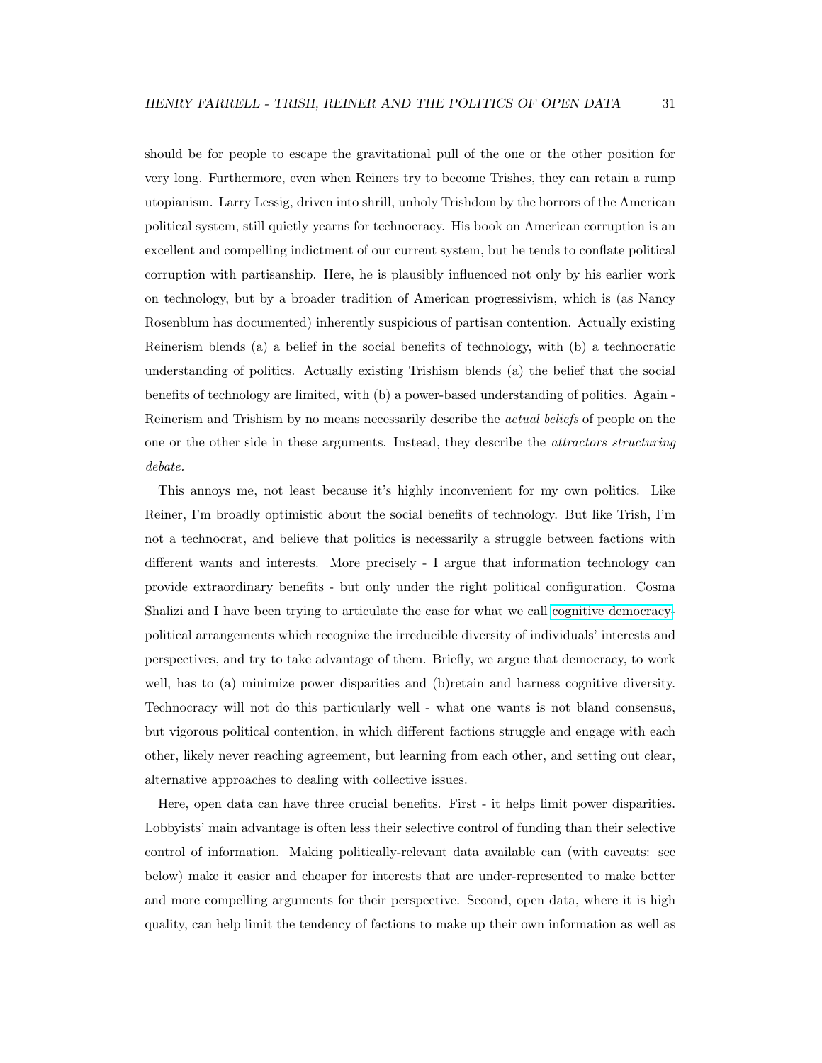should be for people to escape the gravitational pull of the one or the other position for very long. Furthermore, even when Reiners try to become Trishes, they can retain a rump utopianism. Larry Lessig, driven into shrill, unholy Trishdom by the horrors of the American political system, still quietly yearns for technocracy. His book on American corruption is an excellent and compelling indictment of our current system, but he tends to conflate political corruption with partisanship. Here, he is plausibly influenced not only by his earlier work on technology, but by a broader tradition of American progressivism, which is (as Nancy Rosenblum has documented) inherently suspicious of partisan contention. Actually existing Reinerism blends (a) a belief in the social benefits of technology, with (b) a technocratic understanding of politics. Actually existing Trishism blends (a) the belief that the social benefits of technology are limited, with (b) a power-based understanding of politics. Again - Reinerism and Trishism by no means necessarily describe the *actual beliefs* of people on the one or the other side in these arguments. Instead, they describe the *attractors structuring debate*.

This annoys me, not least because it's highly inconvenient for my own politics. Like Reiner, I'm broadly optimistic about the social benefits of technology. But like Trish, I'm not a technocrat, and believe that politics is necessarily a struggle between factions with different wants and interests. More precisely - I argue that information technology can provide extraordinary benefits - but only under the right political configuration. Cosma Shalizi and I have been trying to articulate the case for what we call cognitive democracy - political arrangements which recognize the irreducible diversity of individuals' interests and perspectives, and try to take advantage of them. Briefly, we argue that democracy, to work well, has to (a) minimize power disparities and (b)retain and harness cognitive diversity. Technocracy will not do this particularly well - what one wants is not bland consensus, but vigorous political contention, in which different factions struggle and engage with each other, likely never reaching agreement, but learning from each other, and setting out clear, alternative approaches to dealing with collective issues.

Here, open data can have three crucial benefits. First - it helps limit power disparities. Lobbyists' main advantage is often less their selective control of funding than their selective control of information. Making politically-relevant data available can (with caveats: see below) make it easier and cheaper for interests that are under-represented to make better and more compelling arguments for their perspective. Second, open data, where it is high quality, can help limit the tendency of factions to make up their own information as well as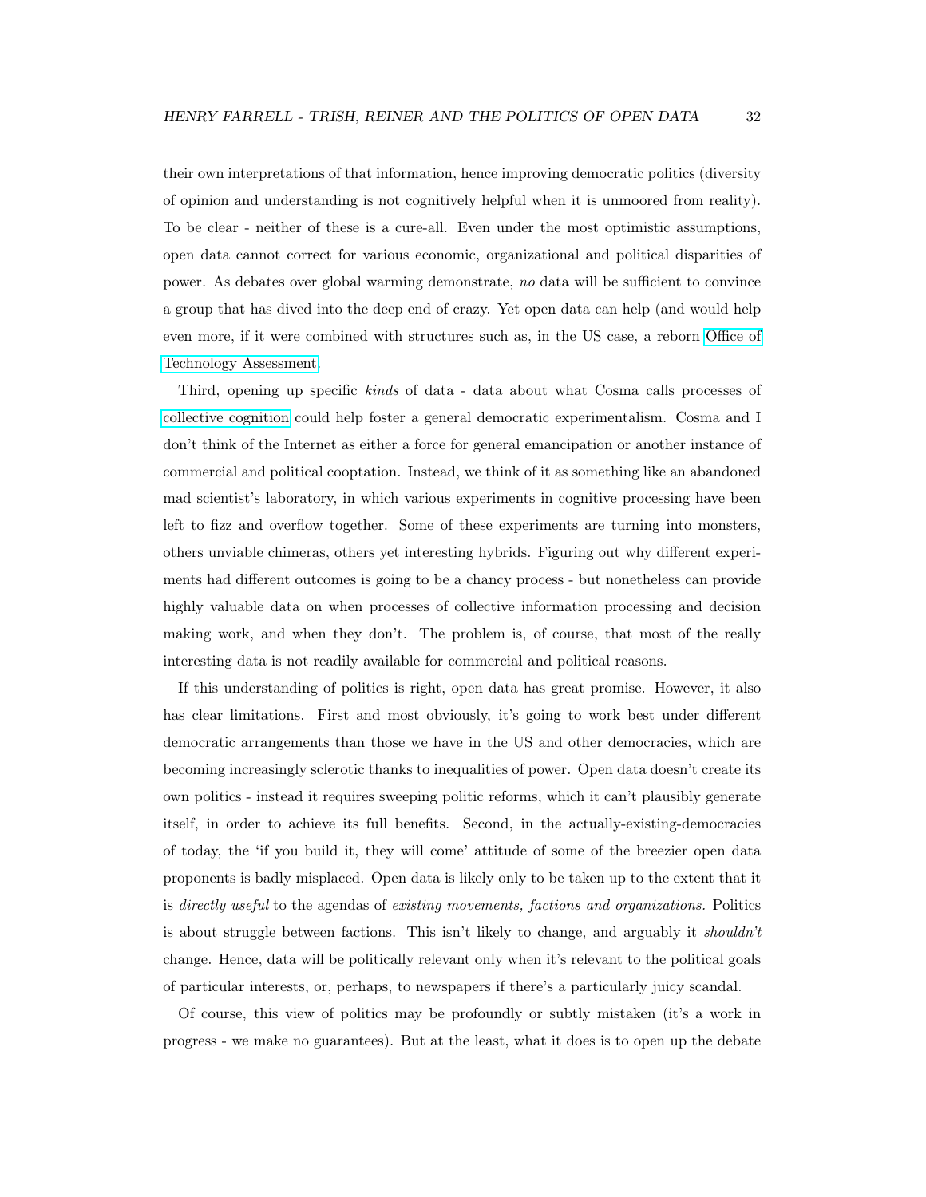their own interpretations of that information, hence improving democratic politics (diversity of opinion and understanding is not cognitively helpful when it is unmoored from reality). To be clear - neither of these is a cure-all. Even under the most optimistic assumptions, open data cannot correct for various economic, organizational and political disparities of power. As debates over global warming demonstrate, *no* data will be sufficient to convince a group that has dived into the deep end of crazy. Yet open data can help (and would help even more, if it were combined with structures such as, in the US case, a reborn Office of Technology Assessment.

Third, opening up specific *kinds* of data - data about what Cosma calls processes of collective cognition could help foster a general democratic experimentalism. Cosma and I don't think of the Internet as either a force for general emancipation or another instance of commercial and political cooptation. Instead, we think of it as something like an abandoned mad scientist's laboratory, in which various experiments in cognitive processing have been left to fizz and overflow together. Some of these experiments are turning into monsters, others unviable chimeras, others yet interesting hybrids. Figuring out why different experiments had different outcomes is going to be a chancy process - but nonetheless can provide highly valuable data on when processes of collective information processing and decision making work, and when they don't. The problem is, of course, that most of the really interesting data is not readily available for commercial and political reasons.

If this understanding of politics is right, open data has great promise. However, it also has clear limitations. First and most obviously, it's going to work best under different democratic arrangements than those we have in the US and other democracies, which are becoming increasingly sclerotic thanks to inequalities of power. Open data doesn't create its own politics - instead it requires sweeping politic reforms, which it can't plausibly generate itself, in order to achieve its full benefits. Second, in the actually-existing-democracies of today, the 'if you build it, they will come' attitude of some of the breezier open data proponents is badly misplaced. Open data is likely only to be taken up to the extent that it is *directly useful* to the agendas of *existing movements, factions and organizations.* Politics is about struggle between factions. This isn't likely to change, and arguably it *shouldn't* change. Hence, data will be politically relevant only when it's relevant to the political goals of particular interests, or, perhaps, to newspapers if there's a particularly juicy scandal.

Of course, this view of politics may be profoundly or subtly mistaken (it's a work in progress - we make no guarantees). But at the least, what it does is to open up the debate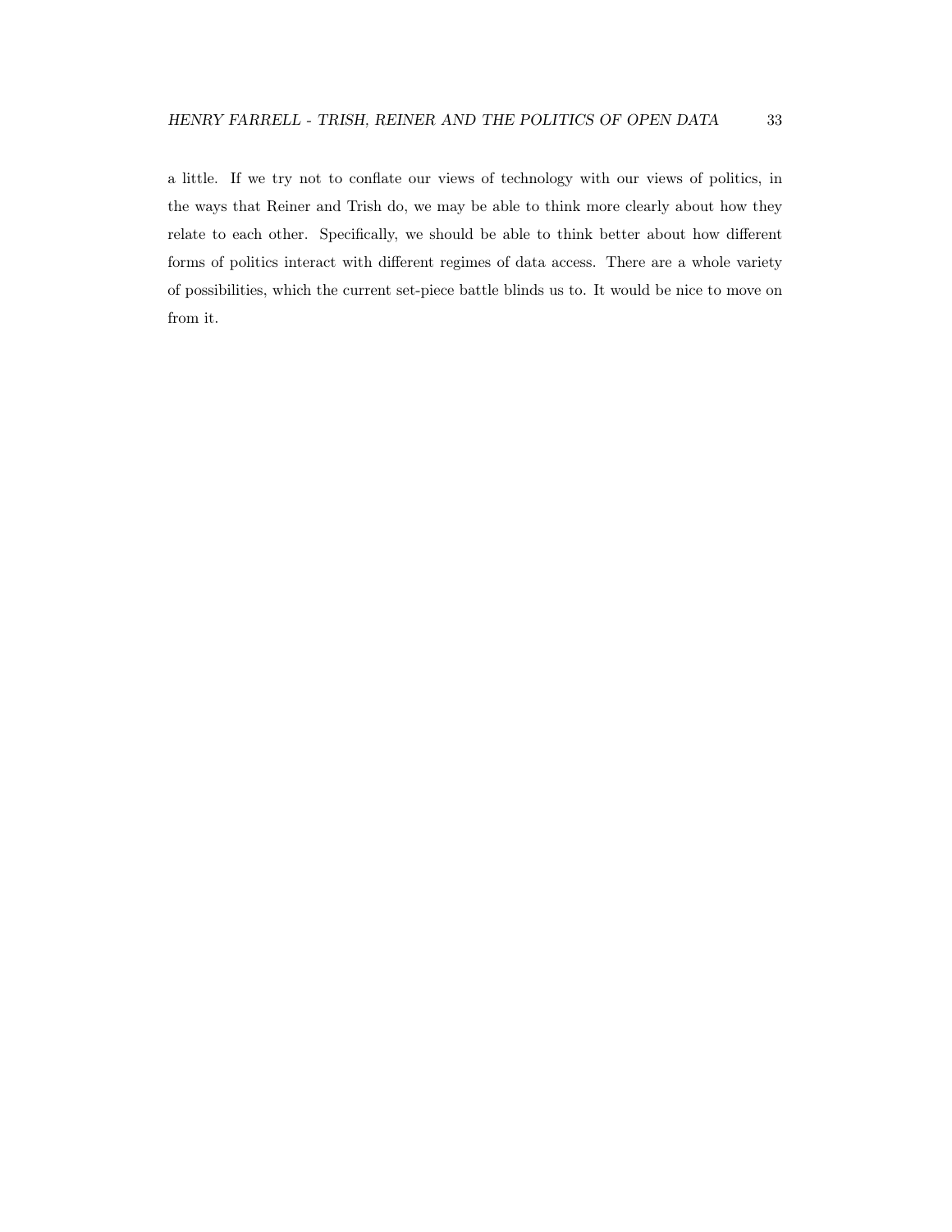a little. If we try not to conflate our views of technology with our views of politics, in the ways that Reiner and Trish do, we may be able to think more clearly about how they relate to each other. Specifically, we should be able to think better about how different forms of politics interact with different regimes of data access. There are a whole variety of possibilities, which the current set-piece battle blinds us to. It would be nice to move on from it.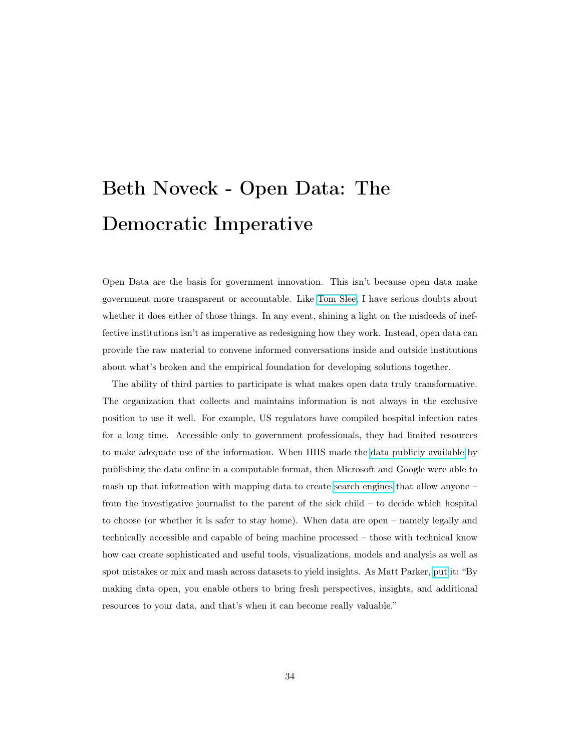# Beth Noveck - Open Data: The Democratic Imperative

Open Data are the basis for government innovation. This isn't because open data make government more transparent or accountable. Like Tom Slee, I have serious doubts about whether it does either of those things. In any event, shining a light on the misdeeds of ineffective institutions isn't as imperative as redesigning how they work. Instead, open data can provide the raw material to convene informed conversations inside and outside institutions about what's broken and the empirical foundation for developing solutions together.

The ability of third parties to participate is what makes open data truly transformative. The organization that collects and maintains information is not always in the exclusive position to use it well. For example, US regulators have compiled hospital infection rates for a long time. Accessible only to government professionals, they had limited resources to make adequate use of the information. When HHS made the data publicly available by publishing the data online in a computable format, then Microsoft and Google were able to mash up that information with mapping data to create search engines that allow anyone – from the investigative journalist to the parent of the sick child – to decide which hospital to choose (or whether it is safer to stay home). When data are open – namely legally and technically accessible and capable of being machine processed – those with technical know how can create sophisticated and useful tools, visualizations, models and analysis as well as spot mistakes or mix and mash across datasets to yield insights. As Matt Parker, put it: "By making data open, you enable others to bring fresh perspectives, insights, and additional resources to your data, and that's when it can become really valuable."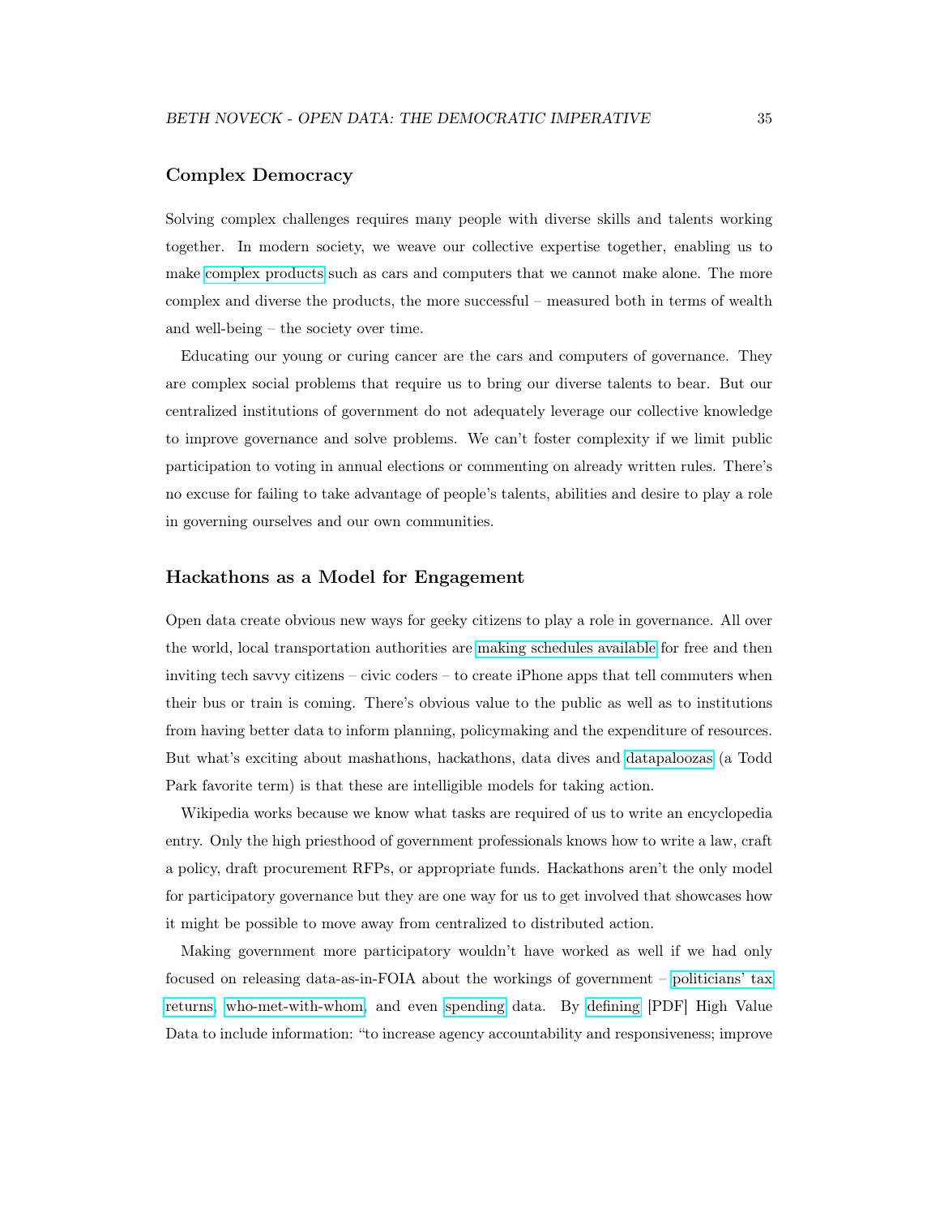## Complex Democracy

Solving complex challenges requires many people with diverse skills and talents working together. In modern society, we weave our collective expertise together, enabling us to make complex products such as cars and computers that we cannot make alone. The more complex and diverse the products, the more successful – measured both in terms of wealth and well-being – the society over time.

Educating our young or curing cancer are the cars and computers of governance. They are complex social problems that require us to bring our diverse talents to bear. But our centralized institutions of government do not adequately leverage our collective knowledge to improve governance and solve problems. We can't foster complexity if we limit public participation to voting in annual elections or commenting on already written rules. There's no excuse for failing to take advantage of people's talents, abilities and desire to play a role in governing ourselves and our own communities.

## Hackathons as a Model for Engagement

Open data create obvious new ways for geeky citizens to play a role in governance. All over the world, local transportation authorities are making schedules available for free and then inviting tech savvy citizens – civic coders – to create iPhone apps that tell commuters when their bus or train is coming. There's obvious value to the public as well as to institutions from having better data to inform planning, policymaking and the expenditure of resources. But what's exciting about mashathons, hackathons, data dives and datapaloozas (a Todd Park favorite term) is that these are intelligible models for taking action.

Wikipedia works because we know what tasks are required of us to write an encyclopedia entry. Only the high priesthood of government professionals knows how to write a law, craft a policy, draft procurement RFPs, or appropriate funds. Hackathons aren't the only model for participatory governance but they are one way for us to get involved that showcases how it might be possible to move away from centralized to distributed action.

Making government more participatory wouldn't have worked as well if we had only focused on releasing data-as-in-FOIA about the workings of government – politicians' tax returns, who-met-with-whom, and even spending data. By defining [PDF] High Value Data to include information: "to increase agency accountability and responsiveness; improve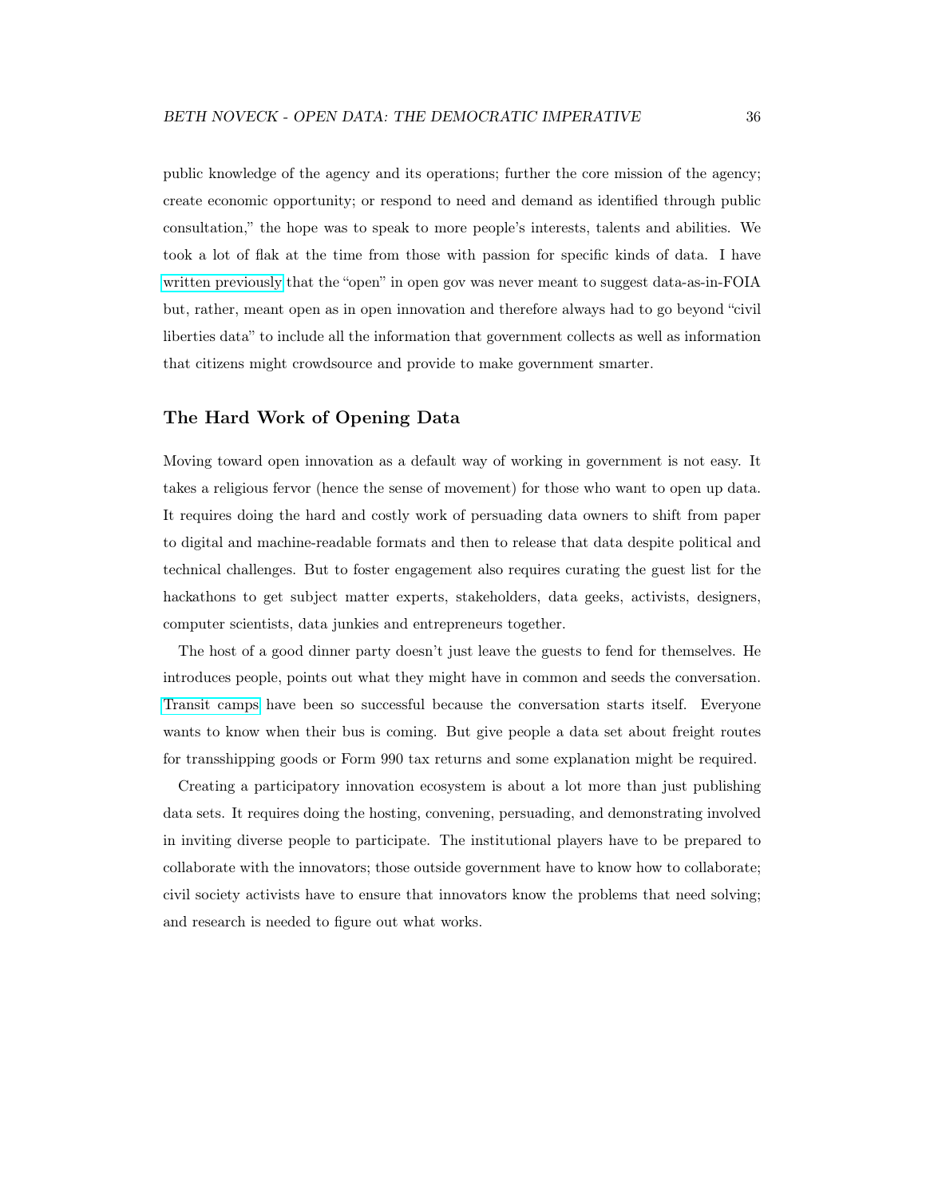public knowledge of the agency and its operations; further the core mission of the agency; create economic opportunity; or respond to need and demand as identified through public consultation," the hope was to speak to more people's interests, talents and abilities. We took a lot of flak at the time from those with passion for specific kinds of data. I have written previously that the "open" in open gov was never meant to suggest data-as-in-FOIA but, rather, meant open as in open innovation and therefore always had to go beyond "civil liberties data" to include all the information that government collects as well as information that citizens might crowdsource and provide to make government smarter.

## The Hard Work of Opening Data

Moving toward open innovation as a default way of working in government is not easy. It takes a religious fervor (hence the sense of movement) for those who want to open up data. It requires doing the hard and costly work of persuading data owners to shift from paper to digital and machine-readable formats and then to release that data despite political and technical challenges. But to foster engagement also requires curating the guest list for the hackathons to get subject matter experts, stakeholders, data geeks, activists, designers, computer scientists, data junkies and entrepreneurs together.

The host of a good dinner party doesn't just leave the guests to fend for themselves. He introduces people, points out what they might have in common and seeds the conversation. Transit camps have been so successful because the conversation starts itself. Everyone wants to know when their bus is coming. But give people a data set about freight routes for transshipping goods or Form 990 tax returns and some explanation might be required.

Creating a participatory innovation ecosystem is about a lot more than just publishing data sets. It requires doing the hosting, convening, persuading, and demonstrating involved in inviting diverse people to participate. The institutional players have to be prepared to collaborate with the innovators; those outside government have to know how to collaborate; civil society activists have to ensure that innovators know the problems that need solving; and research is needed to figure out what works.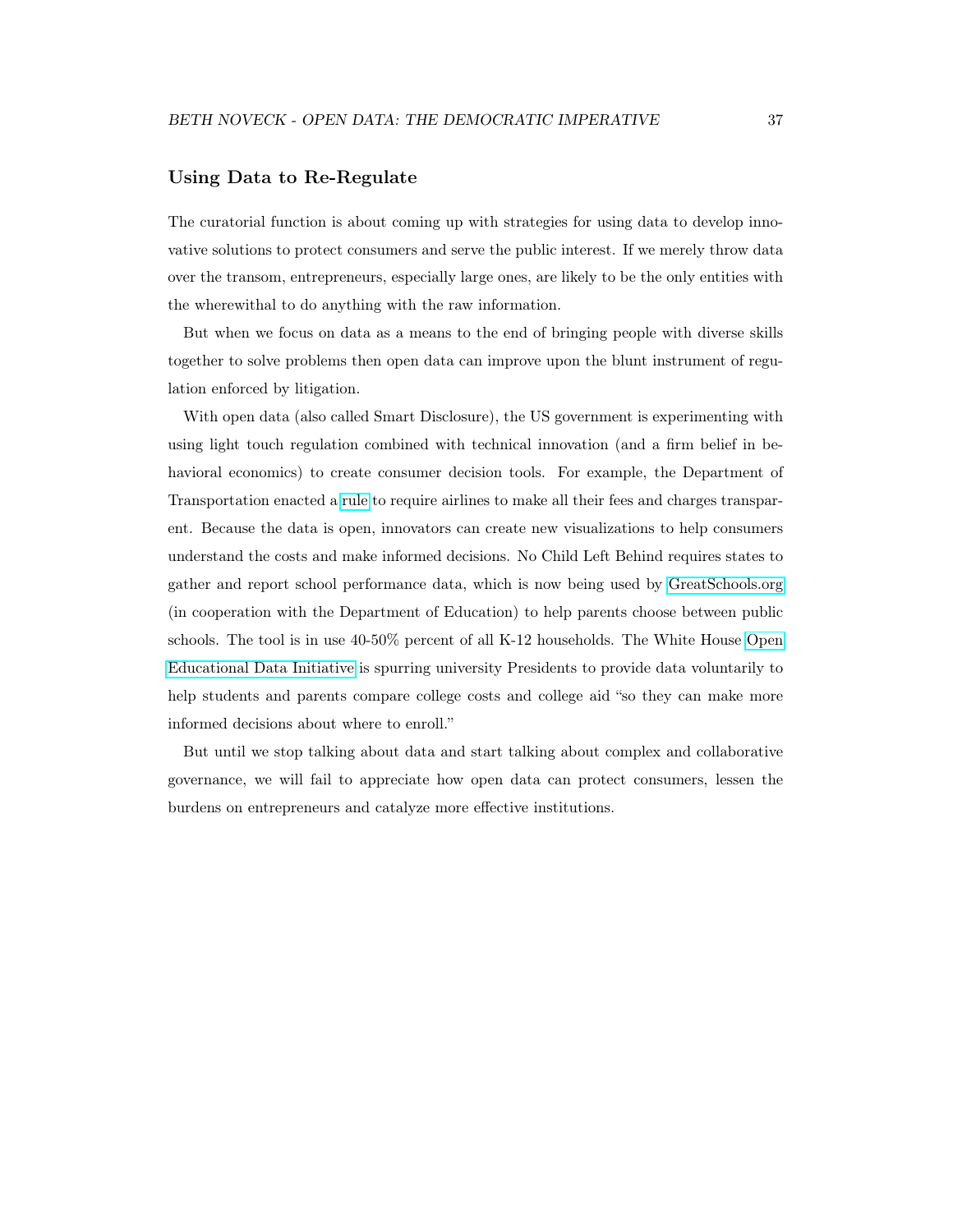## Using Data to Re-Regulate

The curatorial function is about coming up with strategies for using data to develop innovative solutions to protect consumers and serve the public interest. If we merely throw data over the transom, entrepreneurs, especially large ones, are likely to be the only entities with the wherewithal to do anything with the raw information.

But when we focus on data as a means to the end of bringing people with diverse skills together to solve problems then open data can improve upon the blunt instrument of regulation enforced by litigation.

With open data (also called Smart Disclosure), the US government is experimenting with using light touch regulation combined with technical innovation (and a firm belief in behavioral economics) to create consumer decision tools. For example, the Department of Transportation enacted a rule to require airlines to make all their fees and charges transparent. Because the data is open, innovators can create new visualizations to help consumers understand the costs and make informed decisions. No Child Left Behind requires states to gather and report school performance data, which is now being used by GreatSchools.org (in cooperation with the Department of Education) to help parents choose between public schools. The tool is in use 40-50% percent of all K-12 households. The White House Open Educational Data Initiative is spurring university Presidents to provide data voluntarily to help students and parents compare college costs and college aid "so they can make more informed decisions about where to enroll."

But until we stop talking about data and start talking about complex and collaborative governance, we will fail to appreciate how open data can protect consumers, lessen the burdens on entrepreneurs and catalyze more effective institutions.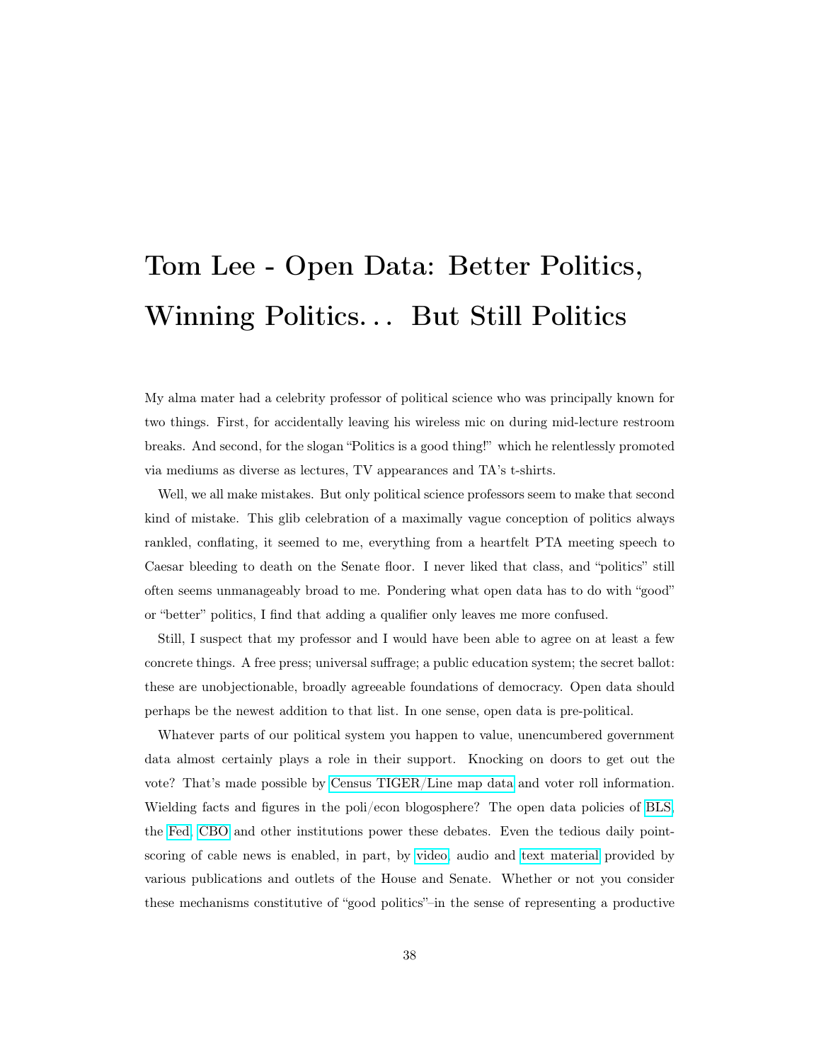# Tom Lee - Open Data: Better Politics, Winning Politics... But Still Politics

My alma mater had a celebrity professor of political science who was principally known for two things. First, for accidentally leaving his wireless mic on during mid-lecture restroom breaks. And second, for the slogan "Politics is a good thing!" which he relentlessly promoted via mediums as diverse as lectures, TV appearances and TA's t-shirts.

Well, we all make mistakes. But only political science professors seem to make that second kind of mistake. This glib celebration of a maximally vague conception of politics always rankled, conflating, it seemed to me, everything from a heartfelt PTA meeting speech to Caesar bleeding to death on the Senate floor. I never liked that class, and "politics" still often seems unmanageably broad to me. Pondering what open data has to do with "good" or "better" politics, I find that adding a qualifier only leaves me more confused.

Still, I suspect that my professor and I would have been able to agree on at least a few concrete things. A free press; universal suffrage; a public education system; the secret ballot: these are unobjectionable, broadly agreeable foundations of democracy. Open data should perhaps be the newest addition to that list. In one sense, open data is pre-political.

Whatever parts of our political system you happen to value, unencumbered government data almost certainly plays a role in their support. Knocking on doors to get out the vote? That's made possible by Census TIGER/Line map data and voter roll information. Wielding facts and figures in the poli/econ blogosphere? The open data policies of BLS, the Fed, CBO and other institutions power these debates. Even the tedious daily point-scoring of cable news is enabled, in part, by video, audio and text material provided by various publications and outlets of the House and Senate. Whether or not you consider these mechanisms constitutive of "good politics"–in the sense of representing a productive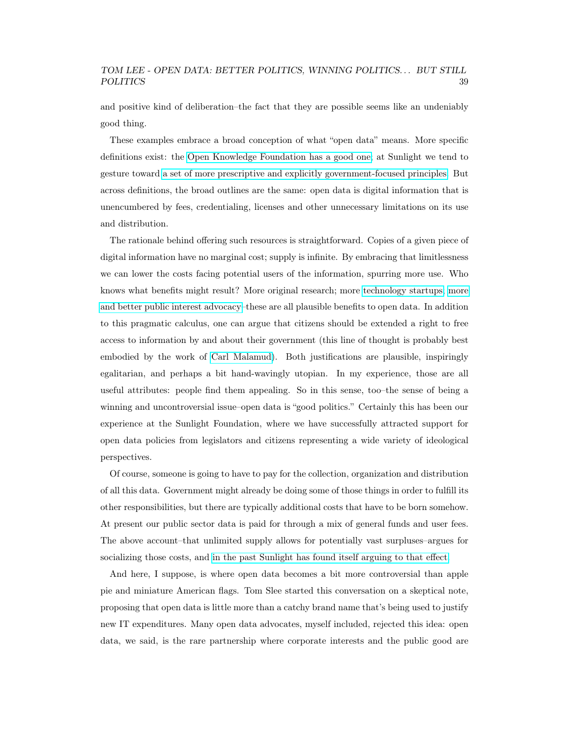and positive kind of deliberation–the fact that they are possible seems like an undeniably good thing.

These examples embrace a broad conception of what "open data" means. More specific definitions exist: the Open Knowledge Foundation has a good one; at Sunlight we tend to gesture toward a set of more prescriptive and explicitly government-focused principles. But across definitions, the broad outlines are the same: open data is digital information that is unencumbered by fees, credentialing, licenses and other unnecessary limitations on its use and distribution.

The rationale behind offering such resources is straightforward. Copies of a given piece of digital information have no marginal cost; supply is infinite. By embracing that limitlessness we can lower the costs facing potential users of the information, spurring more use. Who knows what benefits might result? More original research; more technology startups; more and better public interest advocacy–these are all plausible benefits to open data. In addition to this pragmatic calculus, one can argue that citizens should be extended a right to free access to information by and about their government (this line of thought is probably best embodied by the work of Carl Malamud). Both justifications are plausible, inspiringly egalitarian, and perhaps a bit hand-wavingly utopian. In my experience, those are all useful attributes: people find them appealing. So in this sense, too–the sense of being a winning and uncontroversial issue–open data is "good politics." Certainly this has been our experience at the Sunlight Foundation, where we have successfully attracted support for open data policies from legislators and citizens representing a wide variety of ideological perspectives.

Of course, someone is going to have to pay for the collection, organization and distribution of all this data. Government might already be doing some of those things in order to fulfill its other responsibilities, but there are typically additional costs that have to be born somehow. At present our public sector data is paid for through a mix of general funds and user fees. The above account–that unlimited supply allows for potentially vast surpluses–argues for socializing those costs, and in the past Sunlight has found itself arguing to that effect.

And here, I suppose, is where open data becomes a bit more controversial than apple pie and miniature American flags. Tom Slee started this conversation on a skeptical note, proposing that open data is little more than a catchy brand name that's being used to justify new IT expenditures. Many open data advocates, myself included, rejected this idea: open data, we said, is the rare partnership where corporate interests and the public good are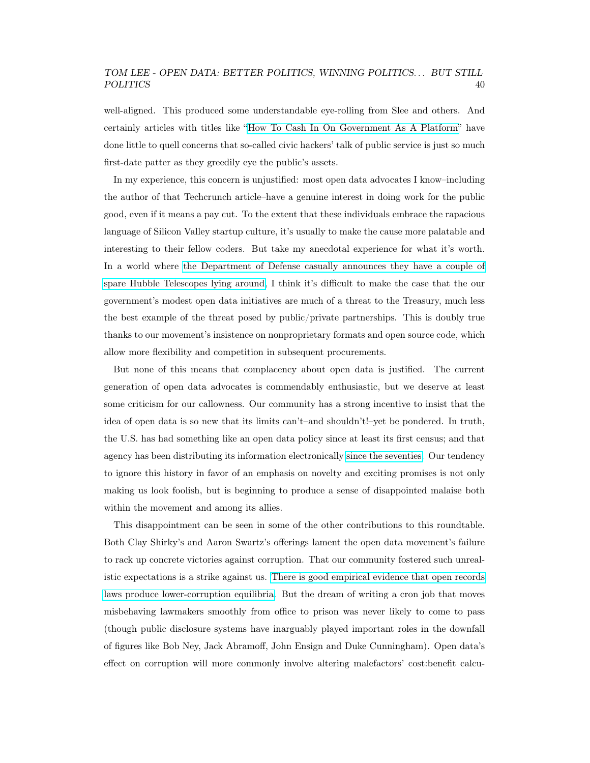well-aligned. This produced some understandable eye-rolling from Slee and others. And certainly articles with titles like "How To Cash In On Government As A Platform" have done little to quell concerns that so-called civic hackers' talk of public service is just so much first-date patter as they greedily eye the public's assets.

In my experience, this concern is unjustified: most open data advocates I know–including the author of that Techcrunch article–have a genuine interest in doing work for the public good, even if it means a pay cut. To the extent that these individuals embrace the rapacious language of Silicon Valley startup culture, it's usually to make the cause more palatable and interesting to their fellow coders. But take my anecdotal experience for what it's worth. In a world where the Department of Defense casually announces they have a couple of spare Hubble Telescopes lying around, I think it's difficult to make the case that the our government's modest open data initiatives are much of a threat to the Treasury, much less the best example of the threat posed by public/private partnerships. This is doubly true thanks to our movement's insistence on nonproprietary formats and open source code, which allow more flexibility and competition in subsequent procurements.

But none of this means that complacency about open data is justified. The current generation of open data advocates is commendably enthusiastic, but we deserve at least some criticism for our callowness. Our community has a strong incentive to insist that the idea of open data is so new that its limits can't–and shouldn't!–yet be pondered. In truth, the U.S. has had something like an open data policy since at least its first census; and that agency has been distributing its information electronically since the seventies. Our tendency to ignore this history in favor of an emphasis on novelty and exciting promises is not only making us look foolish, but is beginning to produce a sense of disappointed malaise both within the movement and among its allies.

This disappointment can be seen in some of the other contributions to this roundtable. Both Clay Shirky's and Aaron Swartz's offerings lament the open data movement's failure to rack up concrete victories against corruption. That our community fostered such unrealistic expectations is a strike against us. There is good empirical evidence that open records laws produce lower-corruption equilibria. But the dream of writing a cron job that moves misbehaving lawmakers smoothly from office to prison was never likely to come to pass (though public disclosure systems have inarguably played important roles in the downfall of figures like Bob Ney, Jack Abramoff, John Ensign and Duke Cunningham). Open data's effect on corruption will more commonly involve altering malefactors' cost:benefit calcu-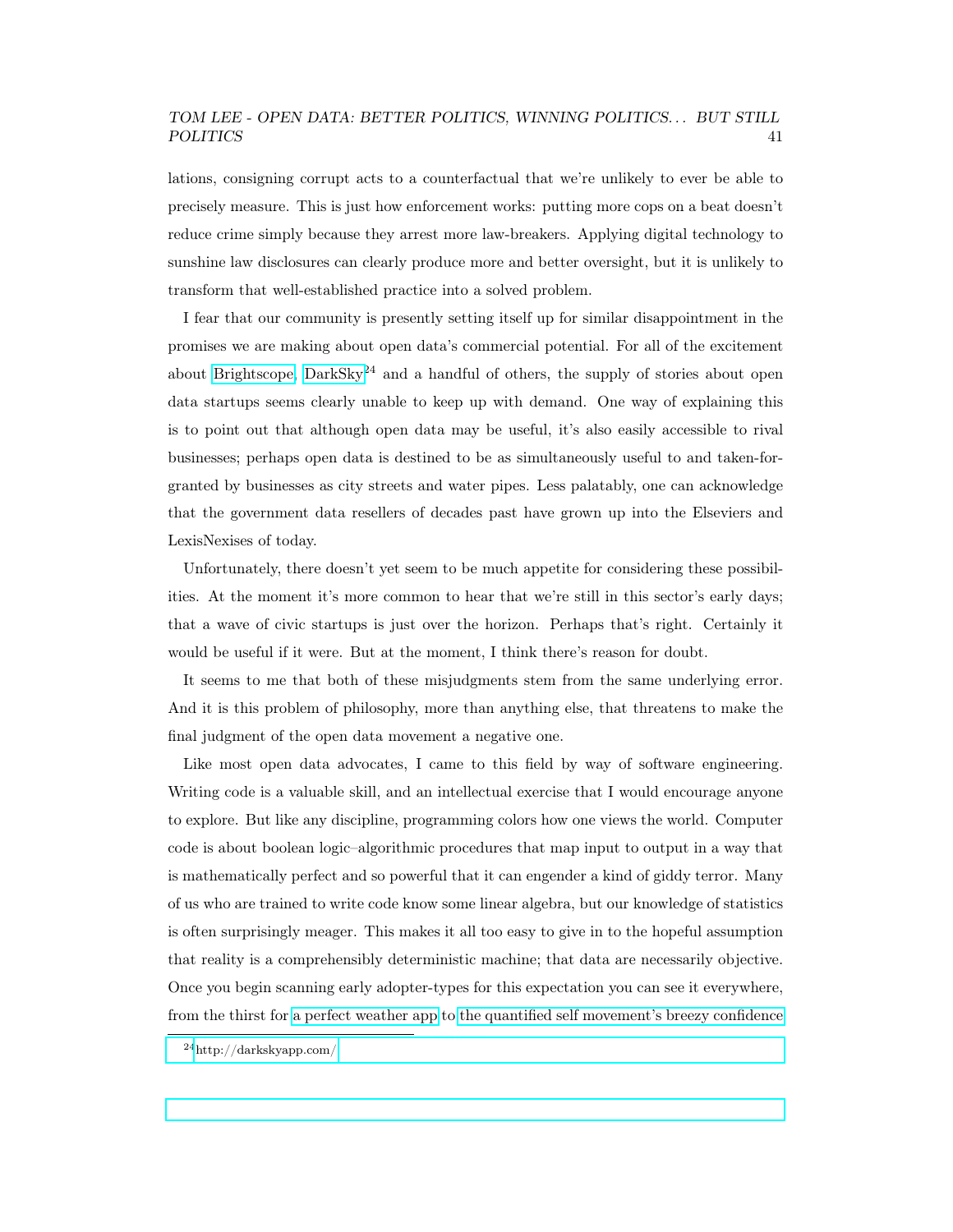lations, consigning corrupt acts to a counterfactual that we're unlikely to ever be able to precisely measure. This is just how enforcement works: putting more cops on a beat doesn't reduce crime simply because they arrest more law-breakers. Applying digital technology to sunshine law disclosures can clearly produce more and better oversight, but it is unlikely to transform that well-established practice into a solved problem.

I fear that our community is presently setting itself up for similar disappointment in the promises we are making about open data's commercial potential. For all of the excitement about Brightscope, DarkSky[24] and a handful of others, the supply of stories about open data startups seems clearly unable to keep up with demand. One way of explaining this is to point out that although open data may be useful, it's also easily accessible to rival businesses; perhaps open data is destined to be as simultaneously useful to and taken-for-granted by businesses as city streets and water pipes. Less palatably, one can acknowledge that the government data resellers of decades past have grown up into the Elseviers and LexisNexises of today.

Unfortunately, there doesn't yet seem to be much appetite for considering these possibilities. At the moment it's more common to hear that we're still in this sector's early days; that a wave of civic startups is just over the horizon. Perhaps that's right. Certainly it would be useful if it were. But at the moment, I think there's reason for doubt.

It seems to me that both of these misjudgments stem from the same underlying error. And it is this problem of philosophy, more than anything else, that threatens to make the final judgment of the open data movement a negative one.

Like most open data advocates, I came to this field by way of software engineering. Writing code is a valuable skill, and an intellectual exercise that I would encourage anyone to explore. But like any discipline, programming colors how one views the world. Computer code is about boolean logic–algorithmic procedures that map input to output in a way that is mathematically perfect and so powerful that it can engender a kind of giddy terror. Many of us who are trained to write code know some linear algebra, but our knowledge of statistics is often surprisingly meager. This makes it all too easy to give in to the hopeful assumption that reality is a comprehensibly deterministic machine; that data are necessarily objective. Once you begin scanning early adopter-types for this expectation you can see it everywhere, from the thirst for a perfect weather app to the quantified self movement's breezy confidence

[24] http://darkskyapp.com/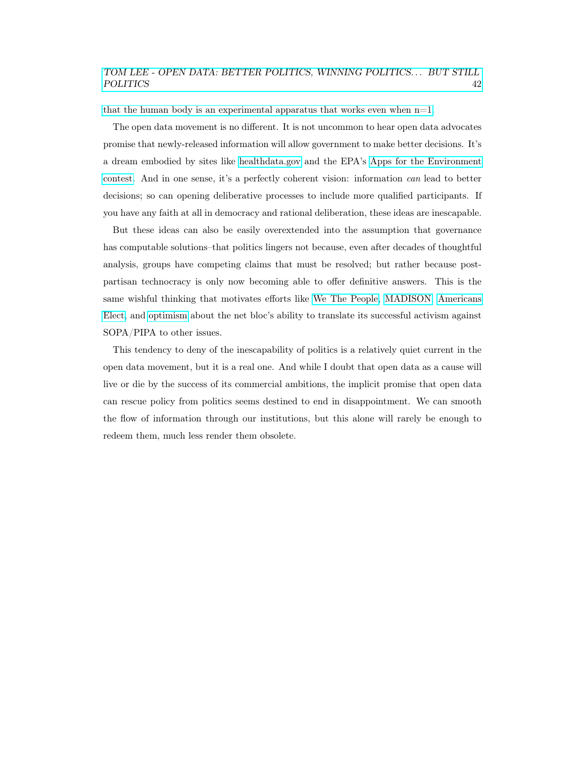that the human body is an experimental apparatus that works even when n=1.

The open data movement is no different. It is not uncommon to hear open data advocates promise that newly-released information will allow government to make better decisions. It's a dream embodied by sites like healthdata.gov and the EPA's Apps for the Environment contest. And in one sense, it's a perfectly coherent vision: information *can* lead to better decisions; so can opening deliberative processes to include more qualified participants. If you have any faith at all in democracy and rational deliberation, these ideas are inescapable.

But these ideas can also be easily overextended into the assumption that governance has computable solutions–that politics lingers not because, even after decades of thoughtful analysis, groups have competing claims that must be resolved; but rather because post-partisan technocracy is only now becoming able to offer definitive answers. This is the same wishful thinking that motivates efforts like We The People, MADISON, Americans Elect, and optimism about the net bloc's ability to translate its successful activism against SOPA/PIPA to other issues.

This tendency to deny of the inescapability of politics is a relatively quiet current in the open data movement, but it is a real one. And while I doubt that open data as a cause will live or die by the success of its commercial ambitions, the implicit promise that open data can rescue policy from politics seems destined to end in disappointment. We can smooth the flow of information through our institutions, but this alone will rarely be enough to redeem them, much less render them obsolete.